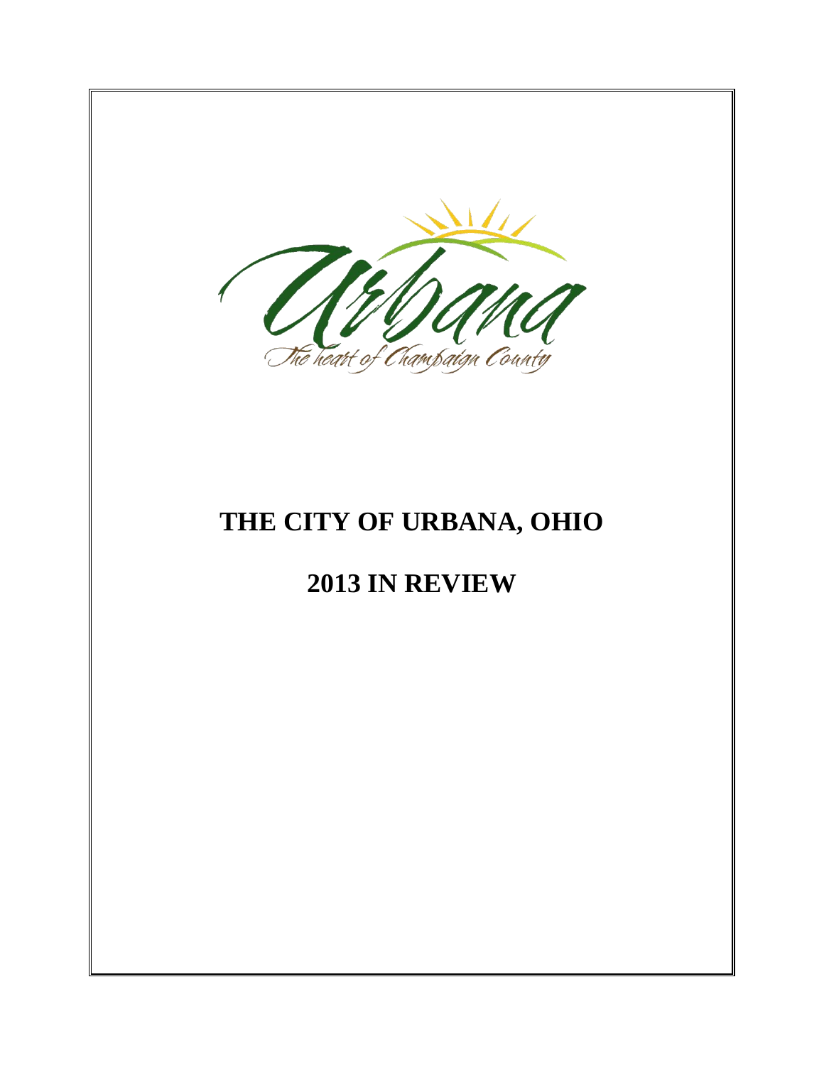Urbana

The heart of Champaign County

# THE CITY OF URBANA, OHIO

# 2013 IN REVIEW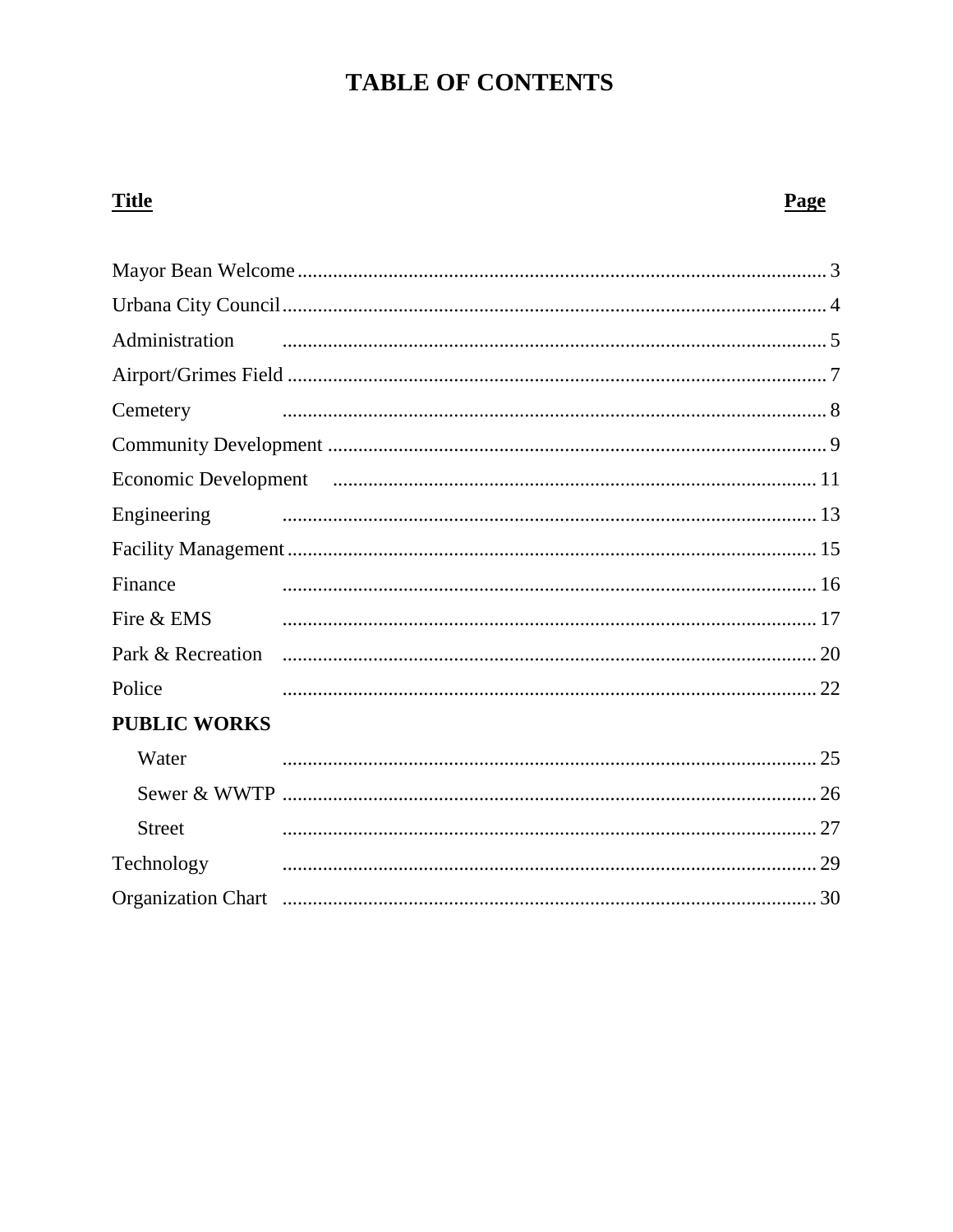# TABLE OF CONTENTS

| Title | Page |
|---|---|
| Mayor Bean Welcome | 3 |
| Urbana City Council | 4 |
| Administration | 5 |
| Airport/Grimes Field | 7 |
| Cemetery | 8 |
| Community Development | 9 |
| Economic Development | 11 |
| Engineering | 13 |
| Facility Management | 15 |
| Finance | 16 |
| Fire & EMS | 17 |
| Park & Recreation | 20 |
| Police | 22 |
| **PUBLIC WORKS** | |
| Water | 25 |
| Sewer & WWTP | 26 |
| Street | 27 |
| Technology | 29 |
| Organization Chart | 30 |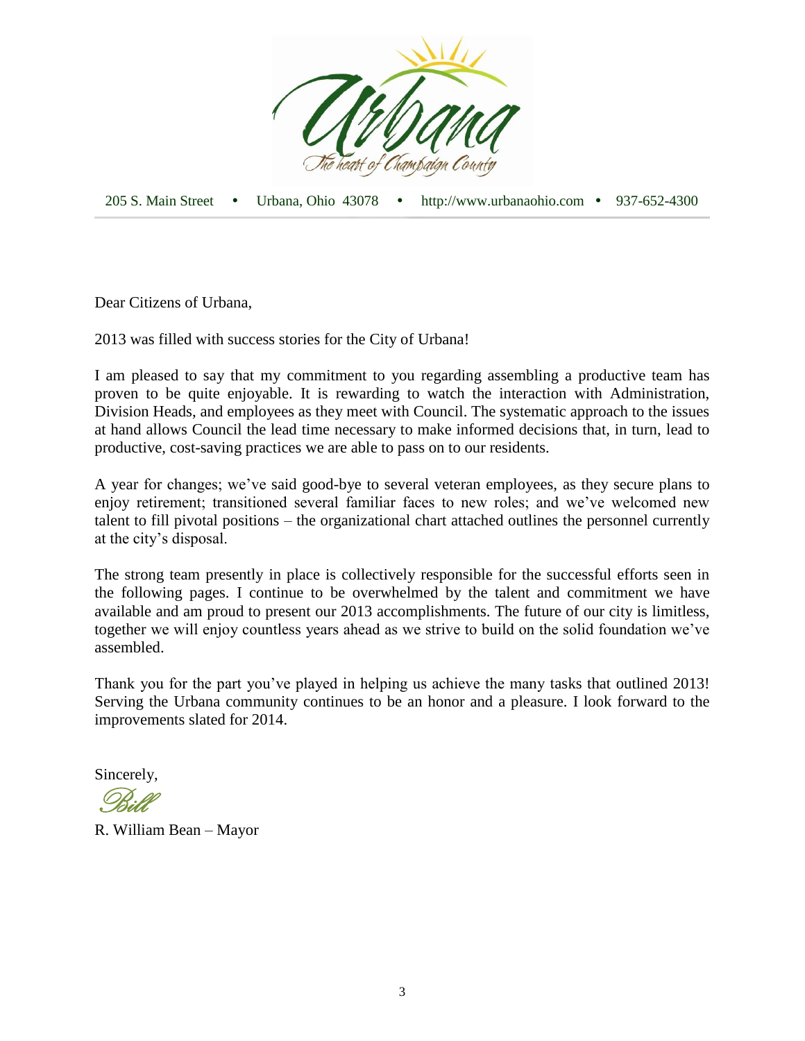205 S. Main Street • Urbana, Ohio 43078 • http://www.urbanaohio.com • 937-652-4300

Dear Citizens of Urbana,

2013 was filled with success stories for the City of Urbana!

I am pleased to say that my commitment to you regarding assembling a productive team has proven to be quite enjoyable. It is rewarding to watch the interaction with Administration, Division Heads, and employees as they meet with Council. The systematic approach to the issues at hand allows Council the lead time necessary to make informed decisions that, in turn, lead to productive, cost-saving practices we are able to pass on to our residents.

A year for changes; we've said good-bye to several veteran employees, as they secure plans to enjoy retirement; transitioned several familiar faces to new roles; and we've welcomed new talent to fill pivotal positions – the organizational chart attached outlines the personnel currently at the city's disposal.

The strong team presently in place is collectively responsible for the successful efforts seen in the following pages. I continue to be overwhelmed by the talent and commitment we have available and am proud to present our 2013 accomplishments. The future of our city is limitless, together we will enjoy countless years ahead as we strive to build on the solid foundation we've assembled.

Thank you for the part you've played in helping us achieve the many tasks that outlined 2013! Serving the Urbana community continues to be an honor and a pleasure. I look forward to the improvements slated for 2014.

Sincerely,

Bill

R. William Bean – Mayor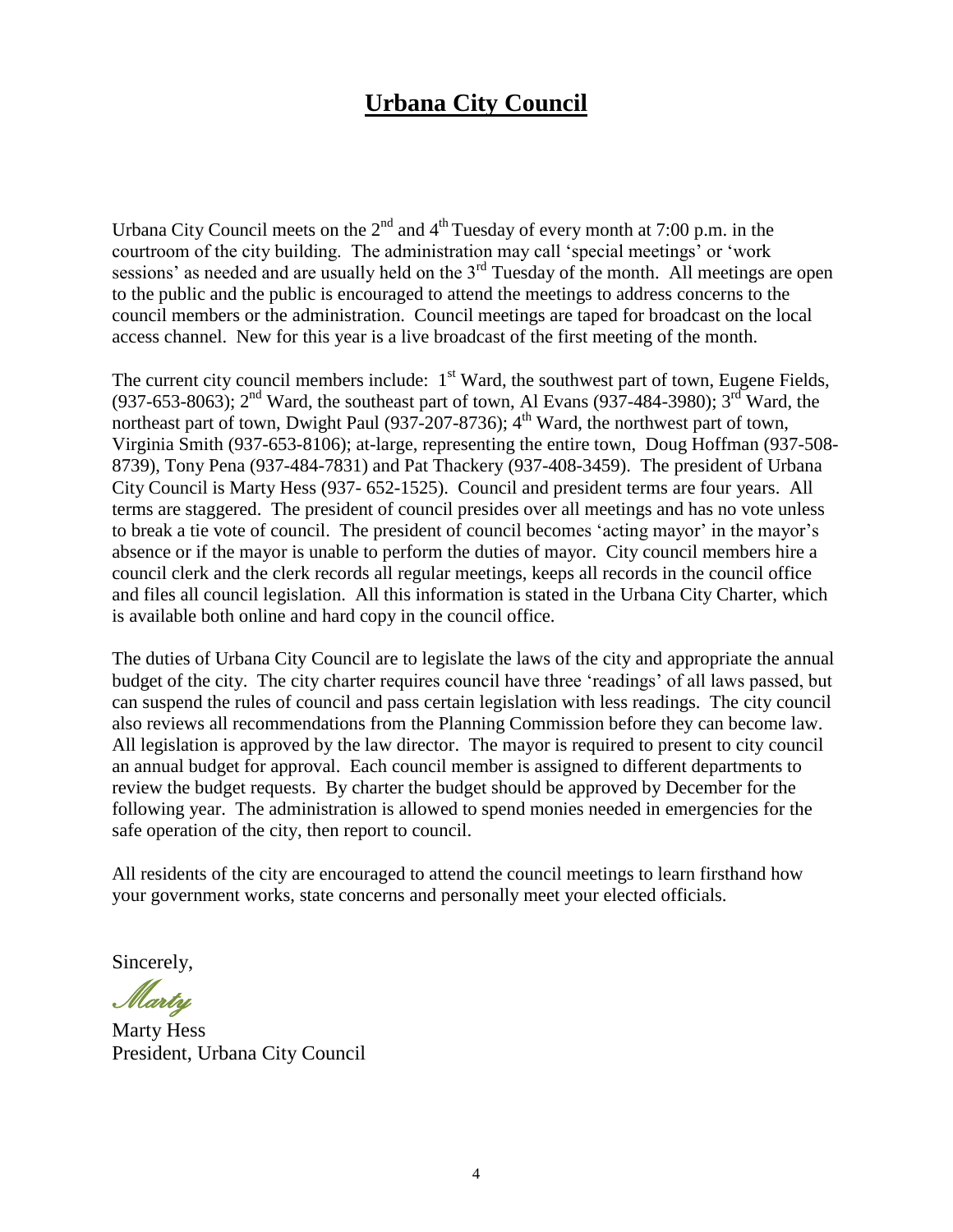# Urbana City Council

Urbana City Council meets on the 2nd and 4th Tuesday of every month at 7:00 p.m. in the courtroom of the city building. The administration may call 'special meetings' or 'work sessions' as needed and are usually held on the 3rd Tuesday of the month. All meetings are open to the public and the public is encouraged to attend the meetings to address concerns to the council members or the administration. Council meetings are taped for broadcast on the local access channel. New for this year is a live broadcast of the first meeting of the month.

The current city council members include: 1st Ward, the southwest part of town, Eugene Fields, (937-653-8063); 2nd Ward, the southeast part of town, Al Evans (937-484-3980); 3rd Ward, the northeast part of town, Dwight Paul (937-207-8736); 4th Ward, the northwest part of town, Virginia Smith (937-653-8106); at-large, representing the entire town, Doug Hoffman (937-508-8739), Tony Pena (937-484-7831) and Pat Thackery (937-408-3459). The president of Urbana City Council is Marty Hess (937- 652-1525). Council and president terms are four years. All terms are staggered. The president of council presides over all meetings and has no vote unless to break a tie vote of council. The president of council becomes 'acting mayor' in the mayor's absence or if the mayor is unable to perform the duties of mayor. City council members hire a council clerk and the clerk records all regular meetings, keeps all records in the council office and files all council legislation. All this information is stated in the Urbana City Charter, which is available both online and hard copy in the council office.

The duties of Urbana City Council are to legislate the laws of the city and appropriate the annual budget of the city. The city charter requires council have three 'readings' of all laws passed, but can suspend the rules of council and pass certain legislation with less readings. The city council also reviews all recommendations from the Planning Commission before they can become law. All legislation is approved by the law director. The mayor is required to present to city council an annual budget for approval. Each council member is assigned to different departments to review the budget requests. By charter the budget should be approved by December for the following year. The administration is allowed to spend monies needed in emergencies for the safe operation of the city, then report to council.

All residents of the city are encouraged to attend the council meetings to learn firsthand how your government works, state concerns and personally meet your elected officials.

Sincerely,

*Marty*

Marty Hess
President, Urbana City Council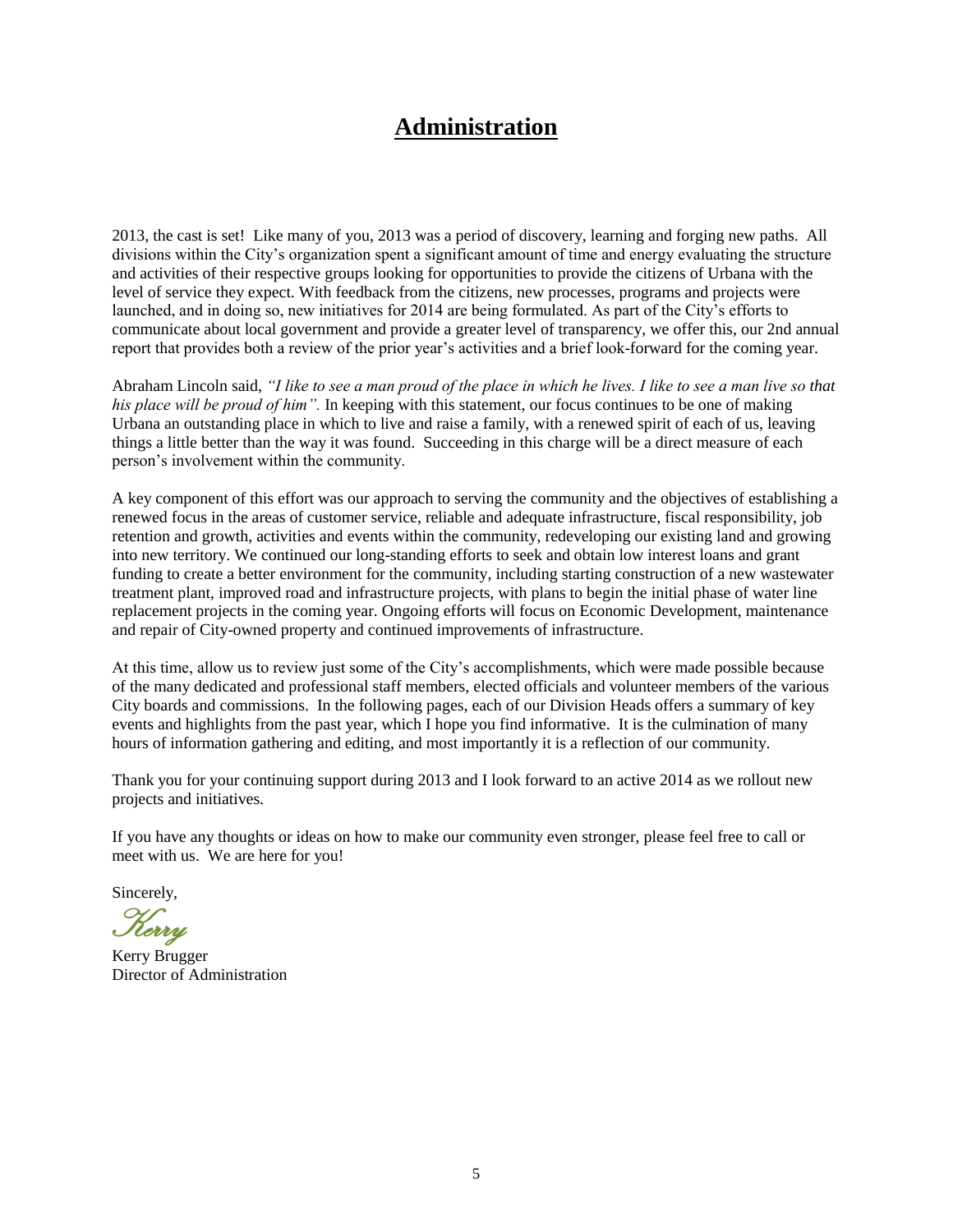# Administration

2013, the cast is set! Like many of you, 2013 was a period of discovery, learning and forging new paths. All divisions within the City's organization spent a significant amount of time and energy evaluating the structure and activities of their respective groups looking for opportunities to provide the citizens of Urbana with the level of service they expect. With feedback from the citizens, new processes, programs and projects were launched, and in doing so, new initiatives for 2014 are being formulated. As part of the City's efforts to communicate about local government and provide a greater level of transparency, we offer this, our 2nd annual report that provides both a review of the prior year's activities and a brief look-forward for the coming year.

Abraham Lincoln said, *"I like to see a man proud of the place in which he lives. I like to see a man live so that his place will be proud of him".* In keeping with this statement, our focus continues to be one of making Urbana an outstanding place in which to live and raise a family, with a renewed spirit of each of us, leaving things a little better than the way it was found. Succeeding in this charge will be a direct measure of each person's involvement within the community.

A key component of this effort was our approach to serving the community and the objectives of establishing a renewed focus in the areas of customer service, reliable and adequate infrastructure, fiscal responsibility, job retention and growth, activities and events within the community, redeveloping our existing land and growing into new territory. We continued our long-standing efforts to seek and obtain low interest loans and grant funding to create a better environment for the community, including starting construction of a new wastewater treatment plant, improved road and infrastructure projects, with plans to begin the initial phase of water line replacement projects in the coming year. Ongoing efforts will focus on Economic Development, maintenance and repair of City-owned property and continued improvements of infrastructure.

At this time, allow us to review just some of the City's accomplishments, which were made possible because of the many dedicated and professional staff members, elected officials and volunteer members of the various City boards and commissions. In the following pages, each of our Division Heads offers a summary of key events and highlights from the past year, which I hope you find informative. It is the culmination of many hours of information gathering and editing, and most importantly it is a reflection of our community.

Thank you for your continuing support during 2013 and I look forward to an active 2014 as we rollout new projects and initiatives.

If you have any thoughts or ideas on how to make our community even stronger, please feel free to call or meet with us. We are here for you!

Sincerely,

*Kerry*

Kerry Brugger
Director of Administration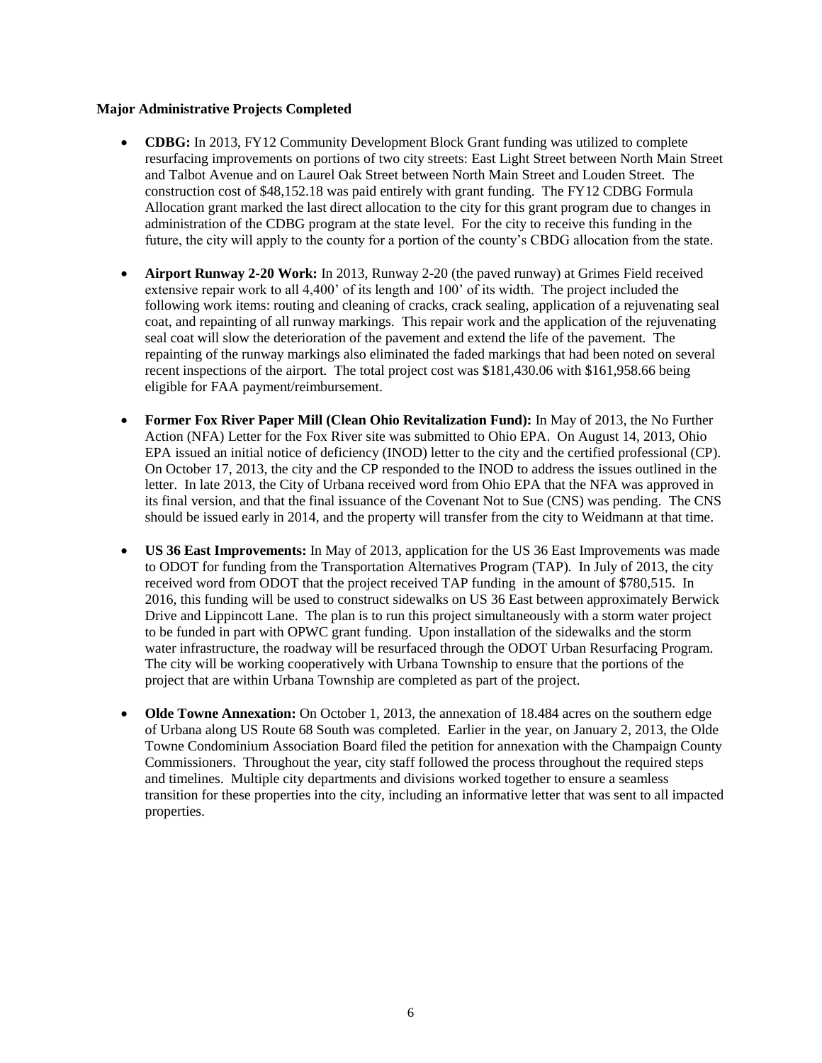**Major Administrative Projects Completed**

- **CDBG:** In 2013, FY12 Community Development Block Grant funding was utilized to complete resurfacing improvements on portions of two city streets: East Light Street between North Main Street and Talbot Avenue and on Laurel Oak Street between North Main Street and Louden Street. The construction cost of $48,152.18 was paid entirely with grant funding. The FY12 CDBG Formula Allocation grant marked the last direct allocation to the city for this grant program due to changes in administration of the CDBG program at the state level. For the city to receive this funding in the future, the city will apply to the county for a portion of the county's CBDG allocation from the state.

- **Airport Runway 2-20 Work:** In 2013, Runway 2-20 (the paved runway) at Grimes Field received extensive repair work to all 4,400' of its length and 100' of its width. The project included the following work items: routing and cleaning of cracks, crack sealing, application of a rejuvenating seal coat, and repainting of all runway markings. This repair work and the application of the rejuvenating seal coat will slow the deterioration of the pavement and extend the life of the pavement. The repainting of the runway markings also eliminated the faded markings that had been noted on several recent inspections of the airport. The total project cost was $181,430.06 with $161,958.66 being eligible for FAA payment/reimbursement.

- **Former Fox River Paper Mill (Clean Ohio Revitalization Fund):** In May of 2013, the No Further Action (NFA) Letter for the Fox River site was submitted to Ohio EPA. On August 14, 2013, Ohio EPA issued an initial notice of deficiency (INOD) letter to the city and the certified professional (CP). On October 17, 2013, the city and the CP responded to the INOD to address the issues outlined in the letter. In late 2013, the City of Urbana received word from Ohio EPA that the NFA was approved in its final version, and that the final issuance of the Covenant Not to Sue (CNS) was pending. The CNS should be issued early in 2014, and the property will transfer from the city to Weidmann at that time.

- **US 36 East Improvements:** In May of 2013, application for the US 36 East Improvements was made to ODOT for funding from the Transportation Alternatives Program (TAP). In July of 2013, the city received word from ODOT that the project received TAP funding in the amount of $780,515. In 2016, this funding will be used to construct sidewalks on US 36 East between approximately Berwick Drive and Lippincott Lane. The plan is to run this project simultaneously with a storm water project to be funded in part with OPWC grant funding. Upon installation of the sidewalks and the storm water infrastructure, the roadway will be resurfaced through the ODOT Urban Resurfacing Program. The city will be working cooperatively with Urbana Township to ensure that the portions of the project that are within Urbana Township are completed as part of the project.

- **Olde Towne Annexation:** On October 1, 2013, the annexation of 18.484 acres on the southern edge of Urbana along US Route 68 South was completed. Earlier in the year, on January 2, 2013, the Olde Towne Condominium Association Board filed the petition for annexation with the Champaign County Commissioners. Throughout the year, city staff followed the process throughout the required steps and timelines. Multiple city departments and divisions worked together to ensure a seamless transition for these properties into the city, including an informative letter that was sent to all impacted properties.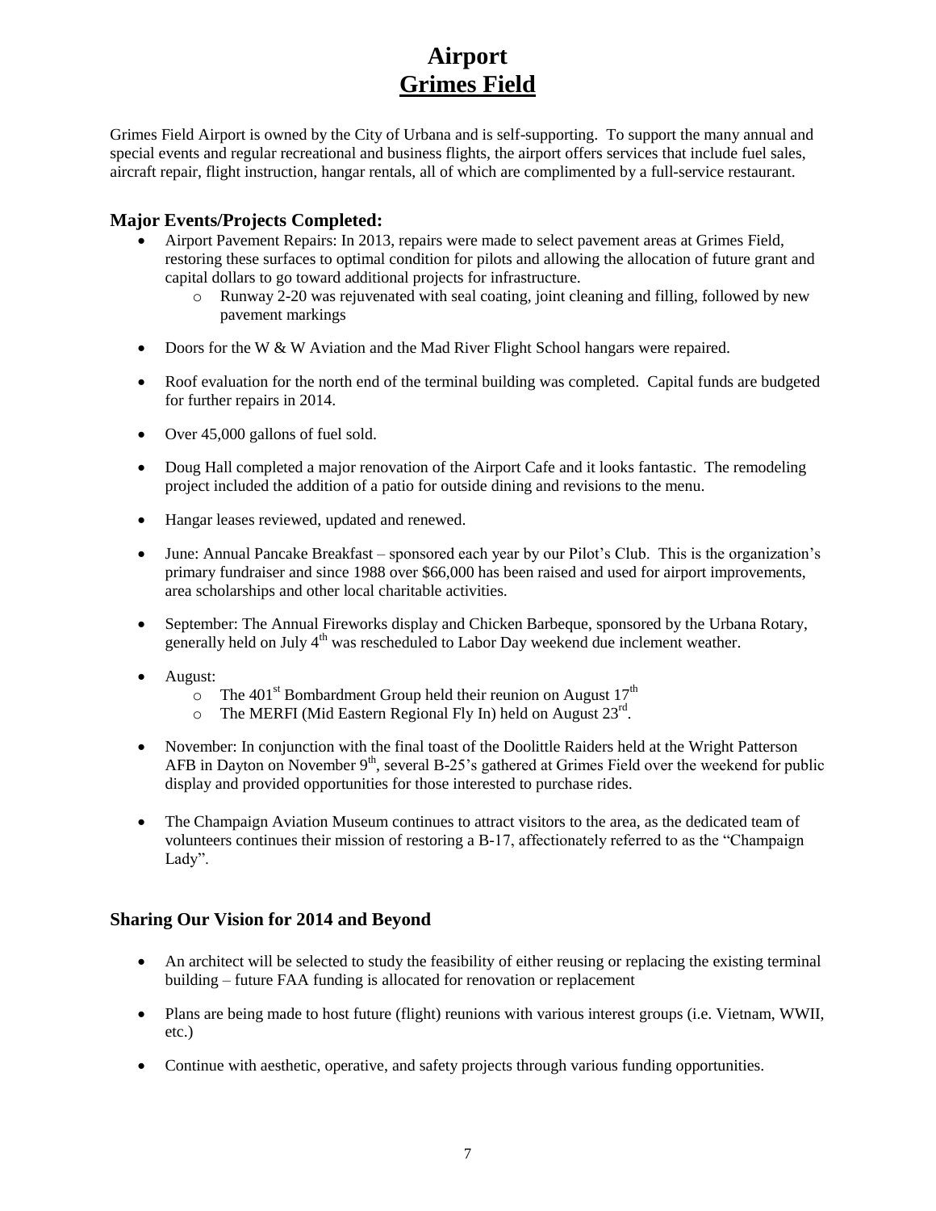# Airport
## Grimes Field

Grimes Field Airport is owned by the City of Urbana and is self-supporting. To support the many annual and special events and regular recreational and business flights, the airport offers services that include fuel sales, aircraft repair, flight instruction, hangar rentals, all of which are complimented by a full-service restaurant.

### Major Events/Projects Completed:

- Airport Pavement Repairs: In 2013, repairs were made to select pavement areas at Grimes Field, restoring these surfaces to optimal condition for pilots and allowing the allocation of future grant and capital dollars to go toward additional projects for infrastructure.
  - Runway 2-20 was rejuvenated with seal coating, joint cleaning and filling, followed by new pavement markings
- Doors for the W & W Aviation and the Mad River Flight School hangars were repaired.
- Roof evaluation for the north end of the terminal building was completed. Capital funds are budgeted for further repairs in 2014.
- Over 45,000 gallons of fuel sold.
- Doug Hall completed a major renovation of the Airport Cafe and it looks fantastic. The remodeling project included the addition of a patio for outside dining and revisions to the menu.
- Hangar leases reviewed, updated and renewed.
- June: Annual Pancake Breakfast – sponsored each year by our Pilot's Club. This is the organization's primary fundraiser and since 1988 over $66,000 has been raised and used for airport improvements, area scholarships and other local charitable activities.
- September: The Annual Fireworks display and Chicken Barbeque, sponsored by the Urbana Rotary, generally held on July 4th was rescheduled to Labor Day weekend due inclement weather.
- August:
  - The 401st Bombardment Group held their reunion on August 17th
  - The MERFI (Mid Eastern Regional Fly In) held on August 23rd.
- November: In conjunction with the final toast of the Doolittle Raiders held at the Wright Patterson AFB in Dayton on November 9th, several B-25's gathered at Grimes Field over the weekend for public display and provided opportunities for those interested to purchase rides.
- The Champaign Aviation Museum continues to attract visitors to the area, as the dedicated team of volunteers continues their mission of restoring a B-17, affectionately referred to as the "Champaign Lady".

### Sharing Our Vision for 2014 and Beyond

- An architect will be selected to study the feasibility of either reusing or replacing the existing terminal building – future FAA funding is allocated for renovation or replacement
- Plans are being made to host future (flight) reunions with various interest groups (i.e. Vietnam, WWII, etc.)
- Continue with aesthetic, operative, and safety projects through various funding opportunities.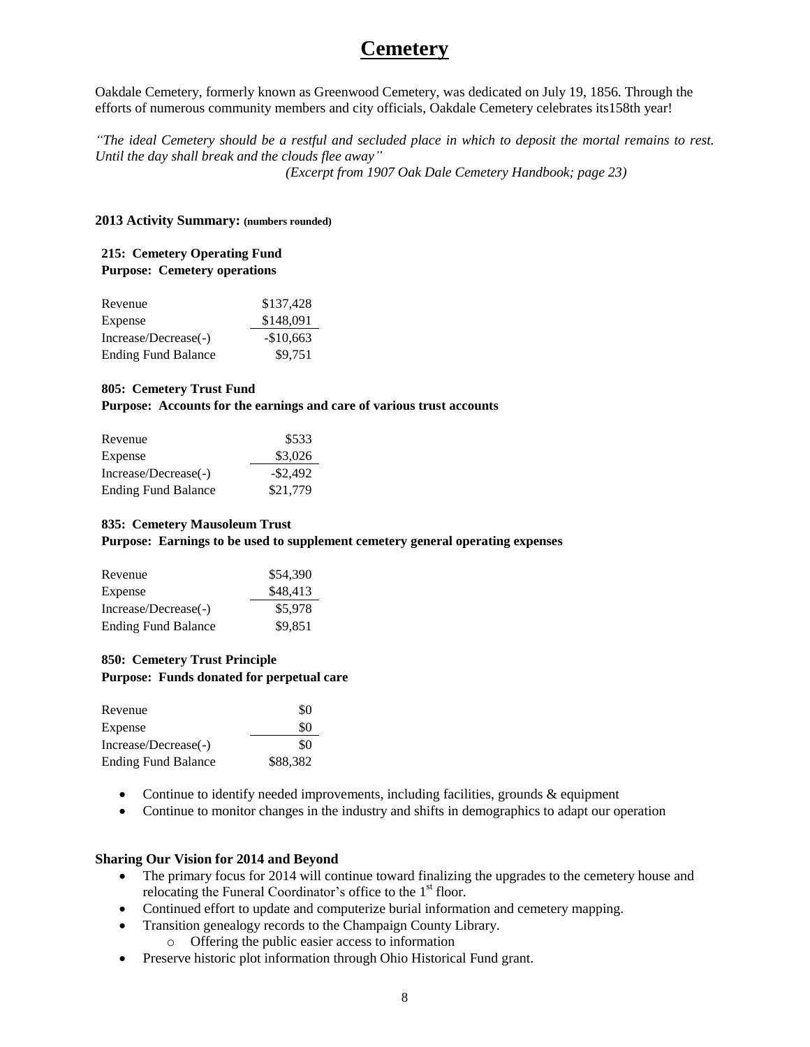# Cemetery

Oakdale Cemetery, formerly known as Greenwood Cemetery, was dedicated on July 19, 1856. Through the efforts of numerous community members and city officials, Oakdale Cemetery celebrates its158th year!

*"The ideal Cemetery should be a restful and secluded place in which to deposit the mortal remains to rest. Until the day shall break and the clouds flee away"*

*(Excerpt from 1907 Oak Dale Cemetery Handbook; page 23)*

**2013 Activity Summary: (numbers rounded)**

**215: Cemetery Operating Fund**
**Purpose: Cemetery operations**

| | |
|---|---|
| Revenue | $137,428 |
| Expense | $148,091 |
| Increase/Decrease(-) | -$10,663 |
| Ending Fund Balance | $9,751 |

**805: Cemetery Trust Fund**
**Purpose: Accounts for the earnings and care of various trust accounts**

| | |
|---|---|
| Revenue | $533 |
| Expense | $3,026 |
| Increase/Decrease(-) | -$2,492 |
| Ending Fund Balance | $21,779 |

**835: Cemetery Mausoleum Trust**
**Purpose: Earnings to be used to supplement cemetery general operating expenses**

| | |
|---|---|
| Revenue | $54,390 |
| Expense | $48,413 |
| Increase/Decrease(-) | $5,978 |
| Ending Fund Balance | $9,851 |

**850: Cemetery Trust Principle**
**Purpose: Funds donated for perpetual care**

| | |
|---|---|
| Revenue | $0 |
| Expense | $0 |
| Increase/Decrease(-) | $0 |
| Ending Fund Balance | $88,382 |

- Continue to identify needed improvements, including facilities, grounds & equipment
- Continue to monitor changes in the industry and shifts in demographics to adapt our operation

**Sharing Our Vision for 2014 and Beyond**

- The primary focus for 2014 will continue toward finalizing the upgrades to the cemetery house and relocating the Funeral Coordinator's office to the 1st floor.
- Continued effort to update and computerize burial information and cemetery mapping.
- Transition genealogy records to the Champaign County Library.
  - Offering the public easier access to information
- Preserve historic plot information through Ohio Historical Fund grant.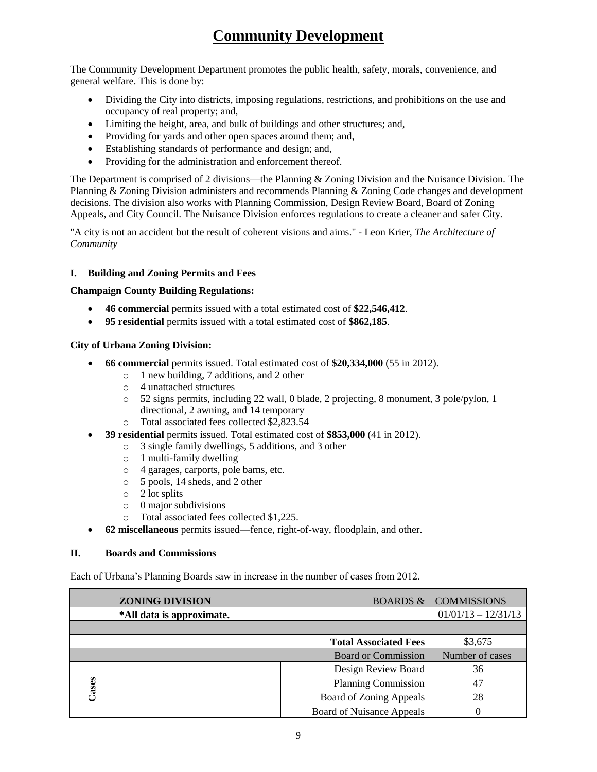# Community Development

The Community Development Department promotes the public health, safety, morals, convenience, and general welfare. This is done by:

- Dividing the City into districts, imposing regulations, restrictions, and prohibitions on the use and occupancy of real property; and,
- Limiting the height, area, and bulk of buildings and other structures; and,
- Providing for yards and other open spaces around them; and,
- Establishing standards of performance and design; and,
- Providing for the administration and enforcement thereof.

The Department is comprised of 2 divisions—the Planning & Zoning Division and the Nuisance Division. The Planning & Zoning Division administers and recommends Planning & Zoning Code changes and development decisions. The division also works with Planning Commission, Design Review Board, Board of Zoning Appeals, and City Council. The Nuisance Division enforces regulations to create a cleaner and safer City.

"A city is not an accident but the result of coherent visions and aims." - Leon Krier, *The Architecture of Community*

### I. Building and Zoning Permits and Fees

**Champaign County Building Regulations:**

- **46 commercial** permits issued with a total estimated cost of **$22,546,412**.
- **95 residential** permits issued with a total estimated cost of **$862,185**.

**City of Urbana Zoning Division:**

- **66 commercial** permits issued. Total estimated cost of **$20,334,000** (55 in 2012).
  - 1 new building, 7 additions, and 2 other
  - 4 unattached structures
  - 52 signs permits, including 22 wall, 0 blade, 2 projecting, 8 monument, 3 pole/pylon, 1 directional, 2 awning, and 14 temporary
  - Total associated fees collected $2,823.54
- **39 residential** permits issued. Total estimated cost of **$853,000** (41 in 2012).
  - 3 single family dwellings, 5 additions, and 3 other
  - 1 multi-family dwelling
  - 4 garages, carports, pole barns, etc.
  - 5 pools, 14 sheds, and 2 other
  - 2 lot splits
  - 0 major subdivisions
  - Total associated fees collected $1,225.
- **62 miscellaneous** permits issued—fence, right-of-way, floodplain, and other.

### II. Boards and Commissions

Each of Urbana's Planning Boards saw in increase in the number of cases from 2012.

| | **ZONING DIVISION** | BOARDS & | COMMISSIONS |
|---|---|---|---|
| | ***All data is approximate.** | | 01/01/13 – 12/31/13 |
| | | | |
| | | **Total Associated Fees** | $3,675 |
| | | Board or Commission | Number of cases |
| **Cases** | | Design Review Board | 36 |
| | | Planning Commission | 47 |
| | | Board of Zoning Appeals | 28 |
| | | Board of Nuisance Appeals | 0 |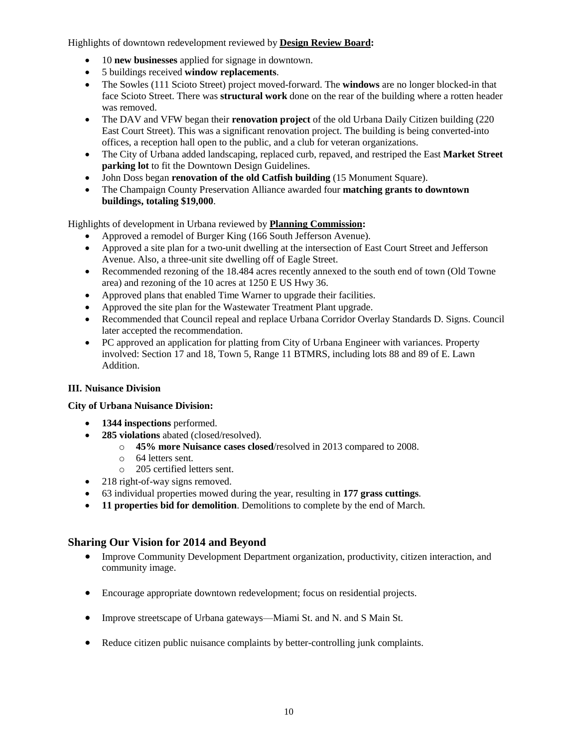Highlights of downtown redevelopment reviewed by **Design Review Board:**

- 10 **new businesses** applied for signage in downtown.
- 5 buildings received **window replacements**.
- The Sowles (111 Scioto Street) project moved-forward. The **windows** are no longer blocked-in that face Scioto Street. There was **structural work** done on the rear of the building where a rotten header was removed.
- The DAV and VFW began their **renovation project** of the old Urbana Daily Citizen building (220 East Court Street). This was a significant renovation project. The building is being converted-into offices, a reception hall open to the public, and a club for veteran organizations.
- The City of Urbana added landscaping, replaced curb, repaved, and restriped the East **Market Street parking lot** to fit the Downtown Design Guidelines.
- John Doss began **renovation of the old Catfish building** (15 Monument Square).
- The Champaign County Preservation Alliance awarded four **matching grants to downtown buildings, totaling $19,000**.

Highlights of development in Urbana reviewed by **Planning Commission:**

- Approved a remodel of Burger King (166 South Jefferson Avenue).
- Approved a site plan for a two-unit dwelling at the intersection of East Court Street and Jefferson Avenue. Also, a three-unit site dwelling off of Eagle Street.
- Recommended rezoning of the 18.484 acres recently annexed to the south end of town (Old Towne area) and rezoning of the 10 acres at 1250 E US Hwy 36.
- Approved plans that enabled Time Warner to upgrade their facilities.
- Approved the site plan for the Wastewater Treatment Plant upgrade.
- Recommended that Council repeal and replace Urbana Corridor Overlay Standards D. Signs. Council later accepted the recommendation.
- PC approved an application for platting from City of Urbana Engineer with variances. Property involved: Section 17 and 18, Town 5, Range 11 BTMRS, including lots 88 and 89 of E. Lawn Addition.

### III. Nuisance Division

**City of Urbana Nuisance Division:**

- **1344 inspections** performed.
- **285 violations** abated (closed/resolved).
  - **45% more Nuisance cases closed**/resolved in 2013 compared to 2008.
  - 64 letters sent.
  - 205 certified letters sent.
- 218 right-of-way signs removed.
- 63 individual properties mowed during the year, resulting in **177 grass cuttings**.
- **11 properties bid for demolition**. Demolitions to complete by the end of March.

## Sharing Our Vision for 2014 and Beyond

- Improve Community Development Department organization, productivity, citizen interaction, and community image.
- Encourage appropriate downtown redevelopment; focus on residential projects.
- Improve streetscape of Urbana gateways—Miami St. and N. and S Main St.
- Reduce citizen public nuisance complaints by better-controlling junk complaints.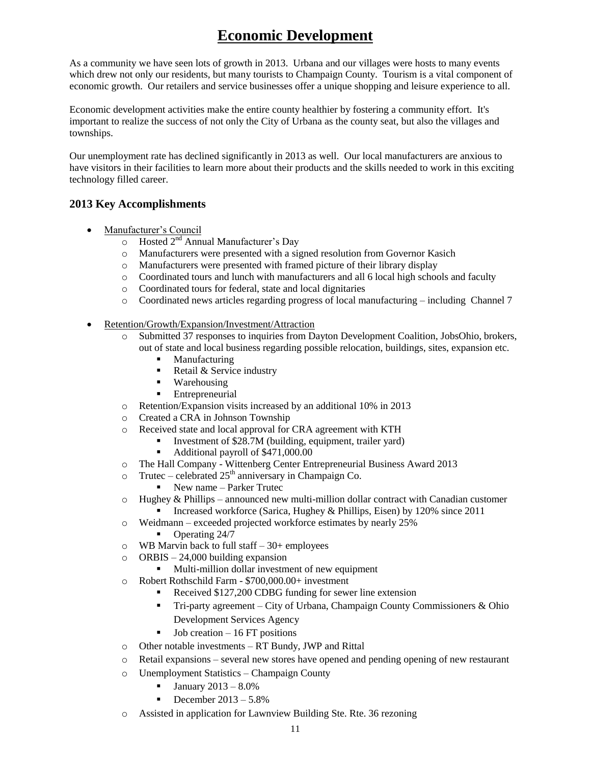# Economic Development

As a community we have seen lots of growth in 2013. Urbana and our villages were hosts to many events which drew not only our residents, but many tourists to Champaign County. Tourism is a vital component of economic growth. Our retailers and service businesses offer a unique shopping and leisure experience to all.

Economic development activities make the entire county healthier by fostering a community effort. It's important to realize the success of not only the City of Urbana as the county seat, but also the villages and townships.

Our unemployment rate has declined significantly in 2013 as well. Our local manufacturers are anxious to have visitors in their facilities to learn more about their products and the skills needed to work in this exciting technology filled career.

### 2013 Key Accomplishments

- Manufacturer's Council
  - Hosted 2nd Annual Manufacturer's Day
  - Manufacturers were presented with a signed resolution from Governor Kasich
  - Manufacturers were presented with framed picture of their library display
  - Coordinated tours and lunch with manufacturers and all 6 local high schools and faculty
  - Coordinated tours for federal, state and local dignitaries
  - Coordinated news articles regarding progress of local manufacturing – including Channel 7
- Retention/Growth/Expansion/Investment/Attraction
  - Submitted 37 responses to inquiries from Dayton Development Coalition, JobsOhio, brokers, out of state and local business regarding possible relocation, buildings, sites, expansion etc.
    - Manufacturing
    - Retail & Service industry
    - Warehousing
    - Entrepreneurial
  - Retention/Expansion visits increased by an additional 10% in 2013
  - Created a CRA in Johnson Township
  - Received state and local approval for CRA agreement with KTH
    - Investment of $28.7M (building, equipment, trailer yard)
    - Additional payroll of $471,000.00
  - The Hall Company - Wittenberg Center Entrepreneurial Business Award 2013
  - Trutec – celebrated 25th anniversary in Champaign Co.
    - New name – Parker Trutec
  - Hughey & Phillips – announced new multi-million dollar contract with Canadian customer
    - Increased workforce (Sarica, Hughey & Phillips, Eisen) by 120% since 2011
  - Weidmann – exceeded projected workforce estimates by nearly 25%
    - Operating 24/7
  - WB Marvin back to full staff – 30+ employees
  - ORBIS – 24,000 building expansion
    - Multi-million dollar investment of new equipment
  - Robert Rothschild Farm - $700,000.00+ investment
    - Received $127,200 CDBG funding for sewer line extension
    - Tri-party agreement – City of Urbana, Champaign County Commissioners & Ohio Development Services Agency
    - Job creation – 16 FT positions
  - Other notable investments – RT Bundy, JWP and Rittal
  - Retail expansions – several new stores have opened and pending opening of new restaurant
  - Unemployment Statistics – Champaign County
    - January 2013 – 8.0%
    - December 2013 – 5.8%
  - Assisted in application for Lawnview Building Ste. Rte. 36 rezoning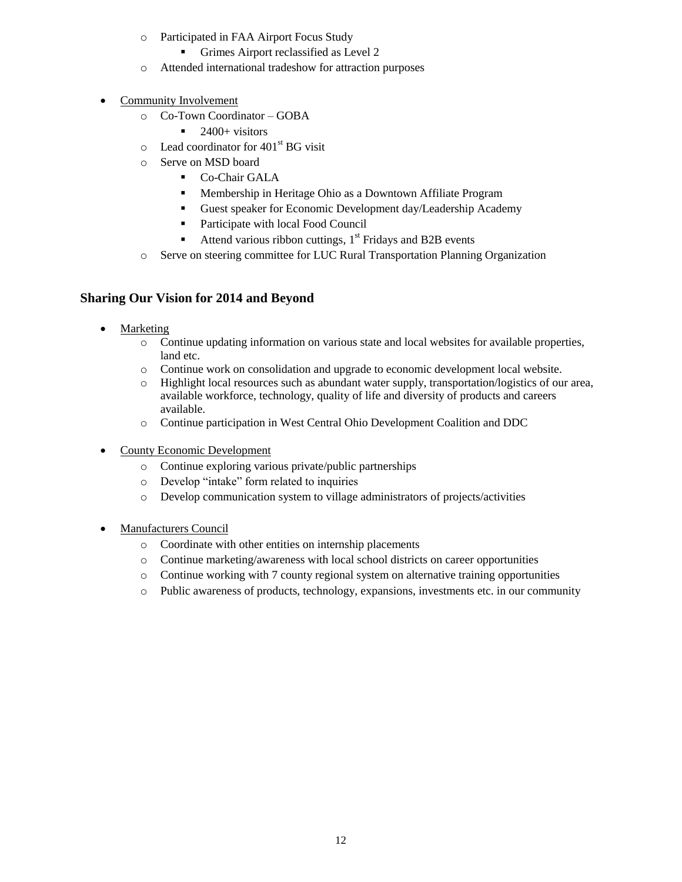- Participated in FAA Airport Focus Study
  - Grimes Airport reclassified as Level 2
- Attended international tradeshow for attraction purposes

- Community Involvement
  - Co-Town Coordinator – GOBA
    - 2400+ visitors
  - Lead coordinator for 401st BG visit
  - Serve on MSD board
    - Co-Chair GALA
    - Membership in Heritage Ohio as a Downtown Affiliate Program
    - Guest speaker for Economic Development day/Leadership Academy
    - Participate with local Food Council
    - Attend various ribbon cuttings, 1st Fridays and B2B events
  - Serve on steering committee for LUC Rural Transportation Planning Organization

## Sharing Our Vision for 2014 and Beyond

- Marketing
  - Continue updating information on various state and local websites for available properties, land etc.
  - Continue work on consolidation and upgrade to economic development local website.
  - Highlight local resources such as abundant water supply, transportation/logistics of our area, available workforce, technology, quality of life and diversity of products and careers available.
  - Continue participation in West Central Ohio Development Coalition and DDC

- County Economic Development
  - Continue exploring various private/public partnerships
  - Develop "intake" form related to inquiries
  - Develop communication system to village administrators of projects/activities

- Manufacturers Council
  - Coordinate with other entities on internship placements
  - Continue marketing/awareness with local school districts on career opportunities
  - Continue working with 7 county regional system on alternative training opportunities
  - Public awareness of products, technology, expansions, investments etc. in our community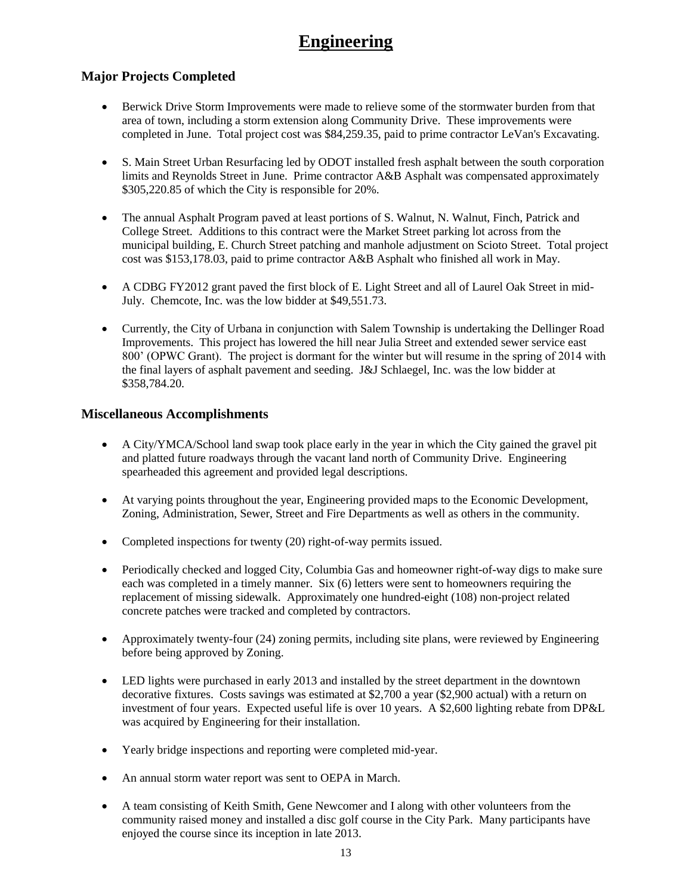# Engineering

## Major Projects Completed

- Berwick Drive Storm Improvements were made to relieve some of the stormwater burden from that area of town, including a storm extension along Community Drive. These improvements were completed in June. Total project cost was $84,259.35, paid to prime contractor LeVan's Excavating.

- S. Main Street Urban Resurfacing led by ODOT installed fresh asphalt between the south corporation limits and Reynolds Street in June. Prime contractor A&B Asphalt was compensated approximately $305,220.85 of which the City is responsible for 20%.

- The annual Asphalt Program paved at least portions of S. Walnut, N. Walnut, Finch, Patrick and College Street. Additions to this contract were the Market Street parking lot across from the municipal building, E. Church Street patching and manhole adjustment on Scioto Street. Total project cost was $153,178.03, paid to prime contractor A&B Asphalt who finished all work in May.

- A CDBG FY2012 grant paved the first block of E. Light Street and all of Laurel Oak Street in mid-July. Chemcote, Inc. was the low bidder at $49,551.73.

- Currently, the City of Urbana in conjunction with Salem Township is undertaking the Dellinger Road Improvements. This project has lowered the hill near Julia Street and extended sewer service east 800' (OPWC Grant). The project is dormant for the winter but will resume in the spring of 2014 with the final layers of asphalt pavement and seeding. J&J Schlaegel, Inc. was the low bidder at $358,784.20.

## Miscellaneous Accomplishments

- A City/YMCA/School land swap took place early in the year in which the City gained the gravel pit and platted future roadways through the vacant land north of Community Drive. Engineering spearheaded this agreement and provided legal descriptions.

- At varying points throughout the year, Engineering provided maps to the Economic Development, Zoning, Administration, Sewer, Street and Fire Departments as well as others in the community.

- Completed inspections for twenty (20) right-of-way permits issued.

- Periodically checked and logged City, Columbia Gas and homeowner right-of-way digs to make sure each was completed in a timely manner. Six (6) letters were sent to homeowners requiring the replacement of missing sidewalk. Approximately one hundred-eight (108) non-project related concrete patches were tracked and completed by contractors.

- Approximately twenty-four (24) zoning permits, including site plans, were reviewed by Engineering before being approved by Zoning.

- LED lights were purchased in early 2013 and installed by the street department in the downtown decorative fixtures. Costs savings was estimated at $2,700 a year ($2,900 actual) with a return on investment of four years. Expected useful life is over 10 years. A $2,600 lighting rebate from DP&L was acquired by Engineering for their installation.

- Yearly bridge inspections and reporting were completed mid-year.

- An annual storm water report was sent to OEPA in March.

- A team consisting of Keith Smith, Gene Newcomer and I along with other volunteers from the community raised money and installed a disc golf course in the City Park. Many participants have enjoyed the course since its inception in late 2013.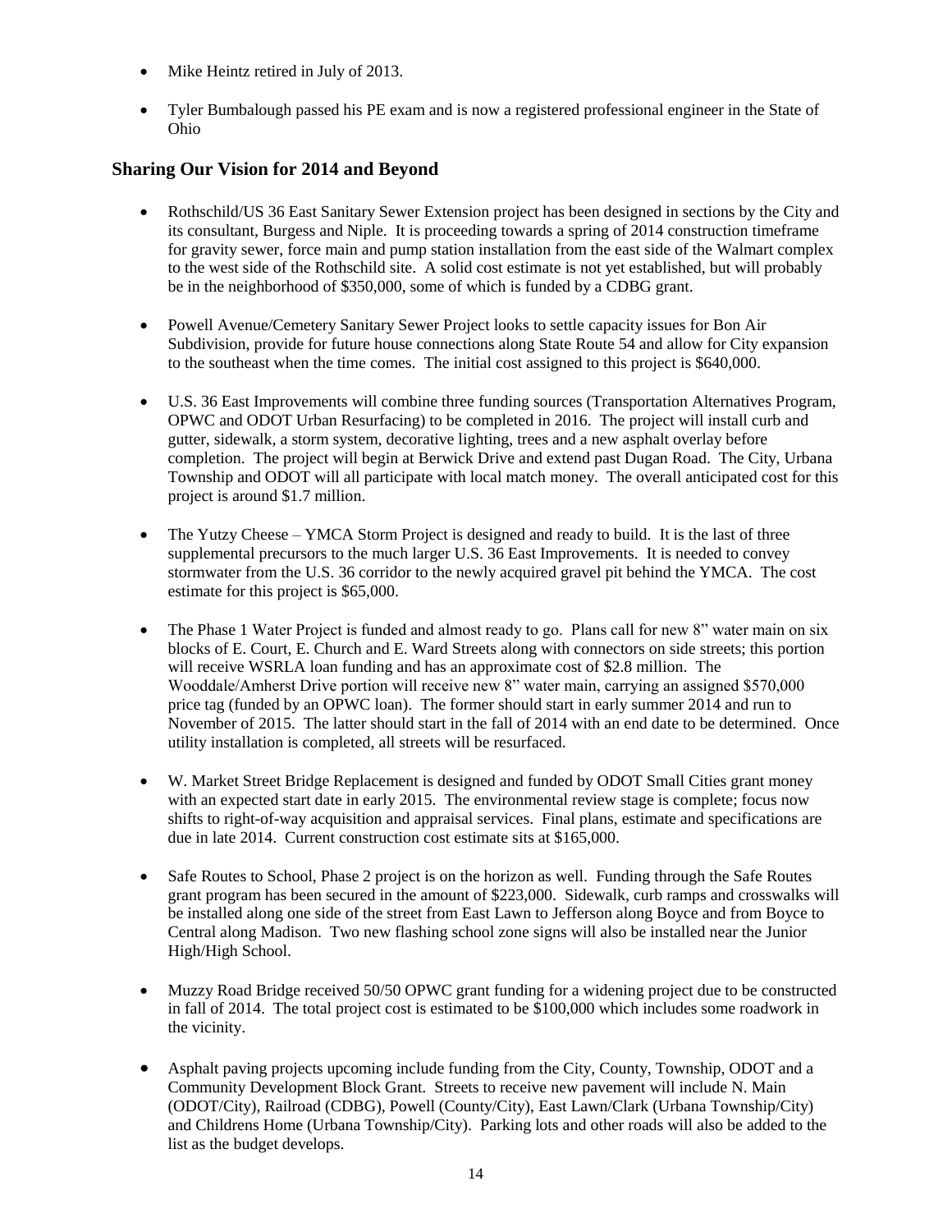- Mike Heintz retired in July of 2013.

- Tyler Bumbalough passed his PE exam and is now a registered professional engineer in the State of Ohio

## Sharing Our Vision for 2014 and Beyond

- Rothschild/US 36 East Sanitary Sewer Extension project has been designed in sections by the City and its consultant, Burgess and Niple. It is proceeding towards a spring of 2014 construction timeframe for gravity sewer, force main and pump station installation from the east side of the Walmart complex to the west side of the Rothschild site. A solid cost estimate is not yet established, but will probably be in the neighborhood of $350,000, some of which is funded by a CDBG grant.

- Powell Avenue/Cemetery Sanitary Sewer Project looks to settle capacity issues for Bon Air Subdivision, provide for future house connections along State Route 54 and allow for City expansion to the southeast when the time comes. The initial cost assigned to this project is $640,000.

- U.S. 36 East Improvements will combine three funding sources (Transportation Alternatives Program, OPWC and ODOT Urban Resurfacing) to be completed in 2016. The project will install curb and gutter, sidewalk, a storm system, decorative lighting, trees and a new asphalt overlay before completion. The project will begin at Berwick Drive and extend past Dugan Road. The City, Urbana Township and ODOT will all participate with local match money. The overall anticipated cost for this project is around $1.7 million.

- The Yutzy Cheese – YMCA Storm Project is designed and ready to build. It is the last of three supplemental precursors to the much larger U.S. 36 East Improvements. It is needed to convey stormwater from the U.S. 36 corridor to the newly acquired gravel pit behind the YMCA. The cost estimate for this project is $65,000.

- The Phase 1 Water Project is funded and almost ready to go. Plans call for new 8" water main on six blocks of E. Court, E. Church and E. Ward Streets along with connectors on side streets; this portion will receive WSRLA loan funding and has an approximate cost of $2.8 million. The Wooddale/Amherst Drive portion will receive new 8" water main, carrying an assigned $570,000 price tag (funded by an OPWC loan). The former should start in early summer 2014 and run to November of 2015. The latter should start in the fall of 2014 with an end date to be determined. Once utility installation is completed, all streets will be resurfaced.

- W. Market Street Bridge Replacement is designed and funded by ODOT Small Cities grant money with an expected start date in early 2015. The environmental review stage is complete; focus now shifts to right-of-way acquisition and appraisal services. Final plans, estimate and specifications are due in late 2014. Current construction cost estimate sits at $165,000.

- Safe Routes to School, Phase 2 project is on the horizon as well. Funding through the Safe Routes grant program has been secured in the amount of $223,000. Sidewalk, curb ramps and crosswalks will be installed along one side of the street from East Lawn to Jefferson along Boyce and from Boyce to Central along Madison. Two new flashing school zone signs will also be installed near the Junior High/High School.

- Muzzy Road Bridge received 50/50 OPWC grant funding for a widening project due to be constructed in fall of 2014. The total project cost is estimated to be $100,000 which includes some roadwork in the vicinity.

- Asphalt paving projects upcoming include funding from the City, County, Township, ODOT and a Community Development Block Grant. Streets to receive new pavement will include N. Main (ODOT/City), Railroad (CDBG), Powell (County/City), East Lawn/Clark (Urbana Township/City) and Childrens Home (Urbana Township/City). Parking lots and other roads will also be added to the list as the budget develops.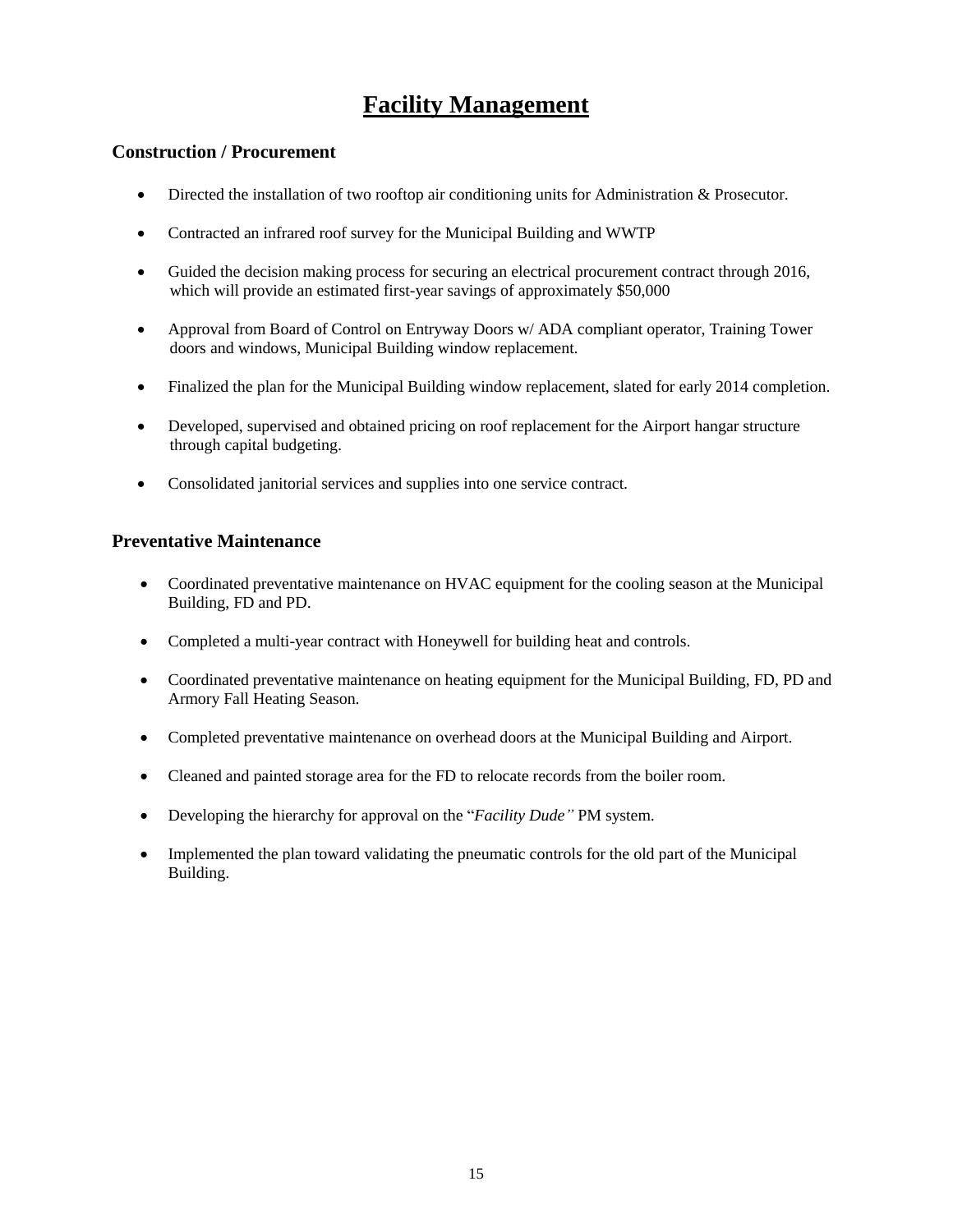# Facility Management

### Construction / Procurement

- Directed the installation of two rooftop air conditioning units for Administration & Prosecutor.
- Contracted an infrared roof survey for the Municipal Building and WWTP
- Guided the decision making process for securing an electrical procurement contract through 2016, which will provide an estimated first-year savings of approximately $50,000
- Approval from Board of Control on Entryway Doors w/ ADA compliant operator, Training Tower doors and windows, Municipal Building window replacement.
- Finalized the plan for the Municipal Building window replacement, slated for early 2014 completion.
- Developed, supervised and obtained pricing on roof replacement for the Airport hangar structure through capital budgeting.
- Consolidated janitorial services and supplies into one service contract.

### Preventative Maintenance

- Coordinated preventative maintenance on HVAC equipment for the cooling season at the Municipal Building, FD and PD.
- Completed a multi-year contract with Honeywell for building heat and controls.
- Coordinated preventative maintenance on heating equipment for the Municipal Building, FD, PD and Armory Fall Heating Season.
- Completed preventative maintenance on overhead doors at the Municipal Building and Airport.
- Cleaned and painted storage area for the FD to relocate records from the boiler room.
- Developing the hierarchy for approval on the "*Facility Dude"* PM system.
- Implemented the plan toward validating the pneumatic controls for the old part of the Municipal Building.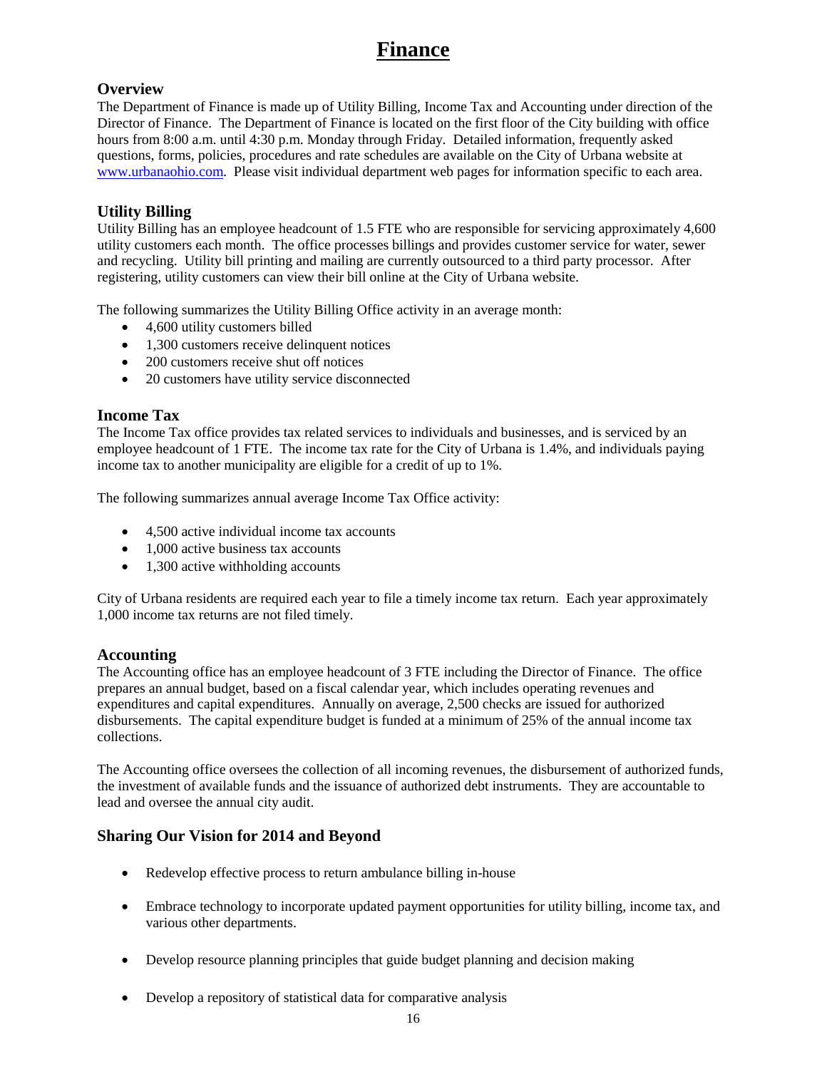# Finance

## Overview

The Department of Finance is made up of Utility Billing, Income Tax and Accounting under direction of the Director of Finance. The Department of Finance is located on the first floor of the City building with office hours from 8:00 a.m. until 4:30 p.m. Monday through Friday. Detailed information, frequently asked questions, forms, policies, procedures and rate schedules are available on the City of Urbana website at www.urbanaohio.com. Please visit individual department web pages for information specific to each area.

## Utility Billing

Utility Billing has an employee headcount of 1.5 FTE who are responsible for servicing approximately 4,600 utility customers each month. The office processes billings and provides customer service for water, sewer and recycling. Utility bill printing and mailing are currently outsourced to a third party processor. After registering, utility customers can view their bill online at the City of Urbana website.

The following summarizes the Utility Billing Office activity in an average month:

- 4,600 utility customers billed
- 1,300 customers receive delinquent notices
- 200 customers receive shut off notices
- 20 customers have utility service disconnected

## Income Tax

The Income Tax office provides tax related services to individuals and businesses, and is serviced by an employee headcount of 1 FTE. The income tax rate for the City of Urbana is 1.4%, and individuals paying income tax to another municipality are eligible for a credit of up to 1%.

The following summarizes annual average Income Tax Office activity:

- 4,500 active individual income tax accounts
- 1,000 active business tax accounts
- 1,300 active withholding accounts

City of Urbana residents are required each year to file a timely income tax return. Each year approximately 1,000 income tax returns are not filed timely.

## Accounting

The Accounting office has an employee headcount of 3 FTE including the Director of Finance. The office prepares an annual budget, based on a fiscal calendar year, which includes operating revenues and expenditures and capital expenditures. Annually on average, 2,500 checks are issued for authorized disbursements. The capital expenditure budget is funded at a minimum of 25% of the annual income tax collections.

The Accounting office oversees the collection of all incoming revenues, the disbursement of authorized funds, the investment of available funds and the issuance of authorized debt instruments. They are accountable to lead and oversee the annual city audit.

## Sharing Our Vision for 2014 and Beyond

- Redevelop effective process to return ambulance billing in-house
- Embrace technology to incorporate updated payment opportunities for utility billing, income tax, and various other departments.
- Develop resource planning principles that guide budget planning and decision making
- Develop a repository of statistical data for comparative analysis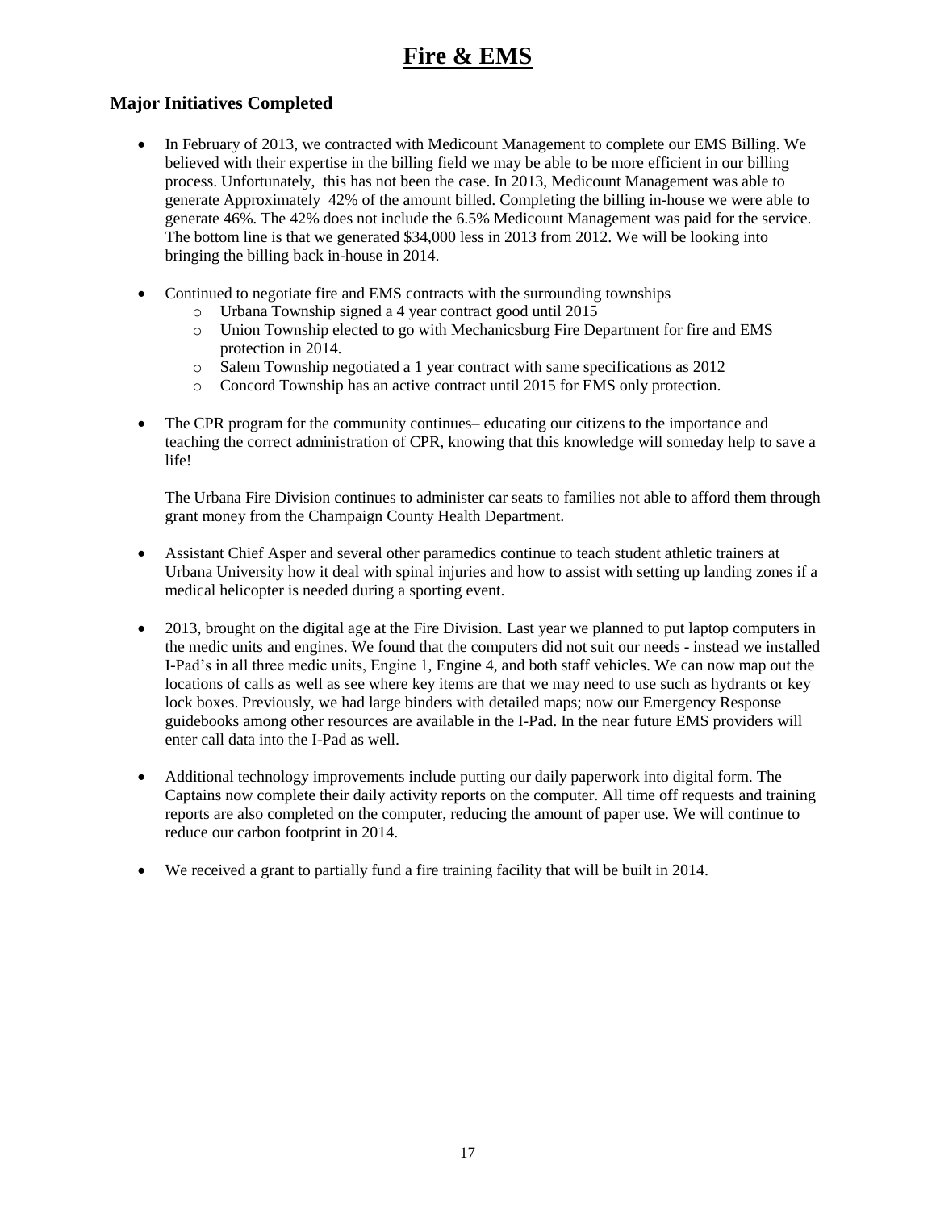# Fire & EMS

## Major Initiatives Completed

- In February of 2013, we contracted with Medicount Management to complete our EMS Billing. We believed with their expertise in the billing field we may be able to be more efficient in our billing process. Unfortunately, this has not been the case. In 2013, Medicount Management was able to generate Approximately 42% of the amount billed. Completing the billing in-house we were able to generate 46%. The 42% does not include the 6.5% Medicount Management was paid for the service. The bottom line is that we generated $34,000 less in 2013 from 2012. We will be looking into bringing the billing back in-house in 2014.

- Continued to negotiate fire and EMS contracts with the surrounding townships
  - Urbana Township signed a 4 year contract good until 2015
  - Union Township elected to go with Mechanicsburg Fire Department for fire and EMS protection in 2014.
  - Salem Township negotiated a 1 year contract with same specifications as 2012
  - Concord Township has an active contract until 2015 for EMS only protection.

- The CPR program for the community continues– educating our citizens to the importance and teaching the correct administration of CPR, knowing that this knowledge will someday help to save a life!

  The Urbana Fire Division continues to administer car seats to families not able to afford them through grant money from the Champaign County Health Department.

- Assistant Chief Asper and several other paramedics continue to teach student athletic trainers at Urbana University how it deal with spinal injuries and how to assist with setting up landing zones if a medical helicopter is needed during a sporting event.

- 2013, brought on the digital age at the Fire Division. Last year we planned to put laptop computers in the medic units and engines. We found that the computers did not suit our needs - instead we installed I-Pad's in all three medic units, Engine 1, Engine 4, and both staff vehicles. We can now map out the locations of calls as well as see where key items are that we may need to use such as hydrants or key lock boxes. Previously, we had large binders with detailed maps; now our Emergency Response guidebooks among other resources are available in the I-Pad. In the near future EMS providers will enter call data into the I-Pad as well.

- Additional technology improvements include putting our daily paperwork into digital form. The Captains now complete their daily activity reports on the computer. All time off requests and training reports are also completed on the computer, reducing the amount of paper use. We will continue to reduce our carbon footprint in 2014.

- We received a grant to partially fund a fire training facility that will be built in 2014.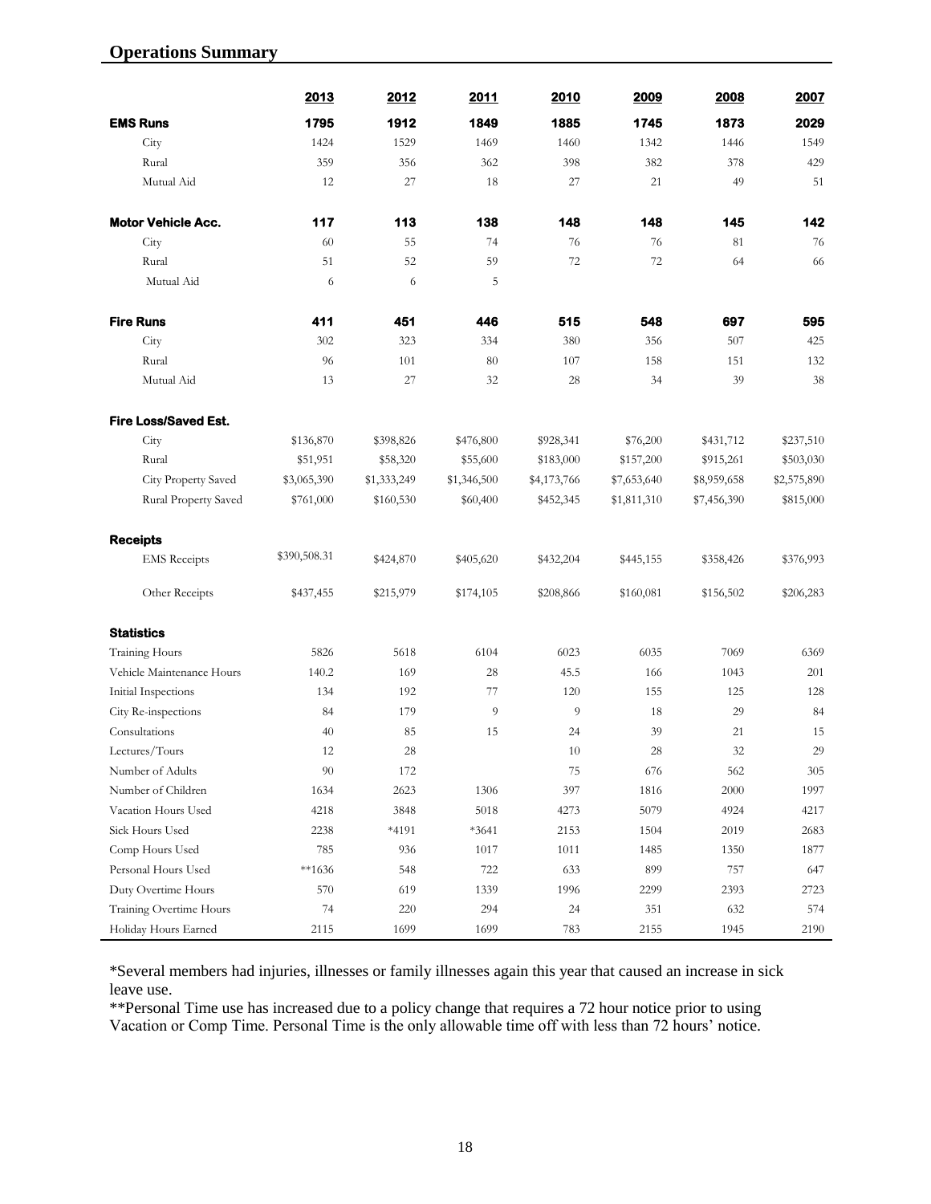## Operations Summary

| | 2013 | 2012 | 2011 | 2010 | 2009 | 2008 | 2007 |
|---|---|---|---|---|---|---|---|
| **EMS Runs** | **1795** | **1912** | **1849** | **1885** | **1745** | **1873** | **2029** |
| City | 1424 | 1529 | 1469 | 1460 | 1342 | 1446 | 1549 |
| Rural | 359 | 356 | 362 | 398 | 382 | 378 | 429 |
| Mutual Aid | 12 | 27 | 18 | 27 | 21 | 49 | 51 |
| **Motor Vehicle Acc.** | **117** | **113** | **138** | **148** | **148** | **145** | **142** |
| City | 60 | 55 | 74 | 76 | 76 | 81 | 76 |
| Rural | 51 | 52 | 59 | 72 | 72 | 64 | 66 |
| Mutual Aid | 6 | 6 | 5 | | | | |
| **Fire Runs** | **411** | **451** | **446** | **515** | **548** | **697** | **595** |
| City | 302 | 323 | 334 | 380 | 356 | 507 | 425 |
| Rural | 96 | 101 | 80 | 107 | 158 | 151 | 132 |
| Mutual Aid | 13 | 27 | 32 | 28 | 34 | 39 | 38 |
| **Fire Loss/Saved Est.** | | | | | | | |
| City | $136,870 | $398,826 | $476,800 | $928,341 | $76,200 | $431,712 | $237,510 |
| Rural | $51,951 | $58,320 | $55,600 | $183,000 | $157,200 | $915,261 | $503,030 |
| City Property Saved | $3,065,390 | $1,333,249 | $1,346,500 | $4,173,766 | $7,653,640 | $8,959,658 | $2,575,890 |
| Rural Property Saved | $761,000 | $160,530 | $60,400 | $452,345 | $1,811,310 | $7,456,390 | $815,000 |
| **Receipts** | | | | | | | |
| EMS Receipts | $390,508.31 | $424,870 | $405,620 | $432,204 | $445,155 | $358,426 | $376,993 |
| Other Receipts | $437,455 | $215,979 | $174,105 | $208,866 | $160,081 | $156,502 | $206,283 |
| **Statistics** | | | | | | | |
| Training Hours | 5826 | 5618 | 6104 | 6023 | 6035 | 7069 | 6369 |
| Vehicle Maintenance Hours | 140.2 | 169 | 28 | 45.5 | 166 | 1043 | 201 |
| Initial Inspections | 134 | 192 | 77 | 120 | 155 | 125 | 128 |
| City Re-inspections | 84 | 179 | 9 | 9 | 18 | 29 | 84 |
| Consultations | 40 | 85 | 15 | 24 | 39 | 21 | 15 |
| Lectures/Tours | 12 | 28 | | 10 | 28 | 32 | 29 |
| Number of Adults | 90 | 172 | | 75 | 676 | 562 | 305 |
| Number of Children | 1634 | 2623 | 1306 | 397 | 1816 | 2000 | 1997 |
| Vacation Hours Used | 4218 | 3848 | 5018 | 4273 | 5079 | 4924 | 4217 |
| Sick Hours Used | 2238 | *4191 | *3641 | 2153 | 1504 | 2019 | 2683 |
| Comp Hours Used | 785 | 936 | 1017 | 1011 | 1485 | 1350 | 1877 |
| Personal Hours Used | **1636 | 548 | 722 | 633 | 899 | 757 | 647 |
| Duty Overtime Hours | 570 | 619 | 1339 | 1996 | 2299 | 2393 | 2723 |
| Training Overtime Hours | 74 | 220 | 294 | 24 | 351 | 632 | 574 |
| Holiday Hours Earned | 2115 | 1699 | 1699 | 783 | 2155 | 1945 | 2190 |

*Several members had injuries, illnesses or family illnesses again this year that caused an increase in sick leave use.

**Personal Time use has increased due to a policy change that requires a 72 hour notice prior to using Vacation or Comp Time. Personal Time is the only allowable time off with less than 72 hours' notice.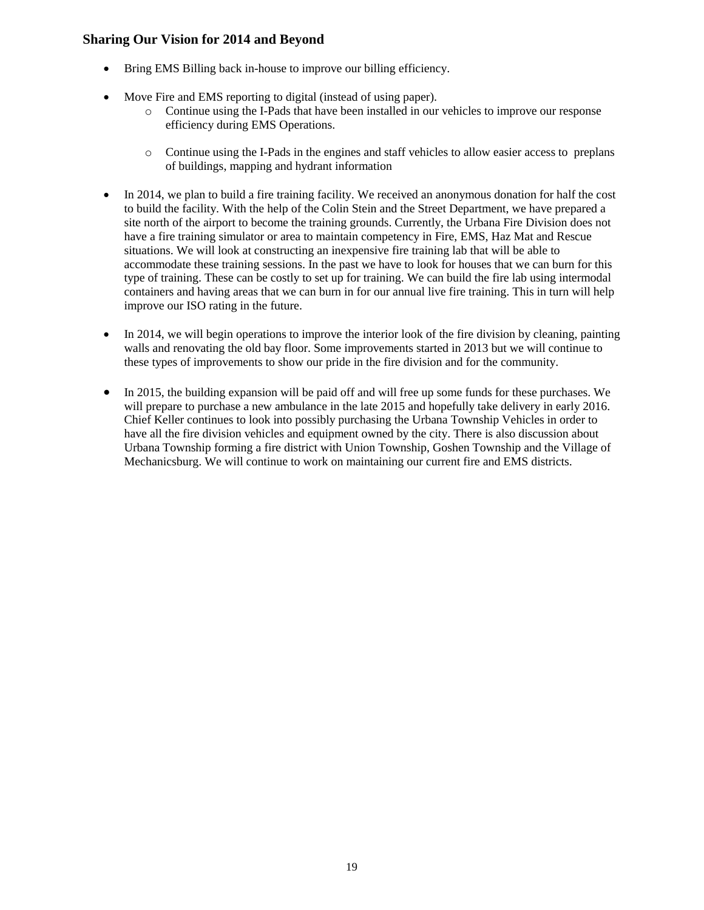## Sharing Our Vision for 2014 and Beyond

- Bring EMS Billing back in-house to improve our billing efficiency.
- Move Fire and EMS reporting to digital (instead of using paper).
  - Continue using the I-Pads that have been installed in our vehicles to improve our response efficiency during EMS Operations.
  - Continue using the I-Pads in the engines and staff vehicles to allow easier access to preplans of buildings, mapping and hydrant information
- In 2014, we plan to build a fire training facility. We received an anonymous donation for half the cost to build the facility. With the help of the Colin Stein and the Street Department, we have prepared a site north of the airport to become the training grounds. Currently, the Urbana Fire Division does not have a fire training simulator or area to maintain competency in Fire, EMS, Haz Mat and Rescue situations. We will look at constructing an inexpensive fire training lab that will be able to accommodate these training sessions. In the past we have to look for houses that we can burn for this type of training. These can be costly to set up for training. We can build the fire lab using intermodal containers and having areas that we can burn in for our annual live fire training. This in turn will help improve our ISO rating in the future.
- In 2014, we will begin operations to improve the interior look of the fire division by cleaning, painting walls and renovating the old bay floor. Some improvements started in 2013 but we will continue to these types of improvements to show our pride in the fire division and for the community.
- In 2015, the building expansion will be paid off and will free up some funds for these purchases. We will prepare to purchase a new ambulance in the late 2015 and hopefully take delivery in early 2016. Chief Keller continues to look into possibly purchasing the Urbana Township Vehicles in order to have all the fire division vehicles and equipment owned by the city. There is also discussion about Urbana Township forming a fire district with Union Township, Goshen Township and the Village of Mechanicsburg. We will continue to work on maintaining our current fire and EMS districts.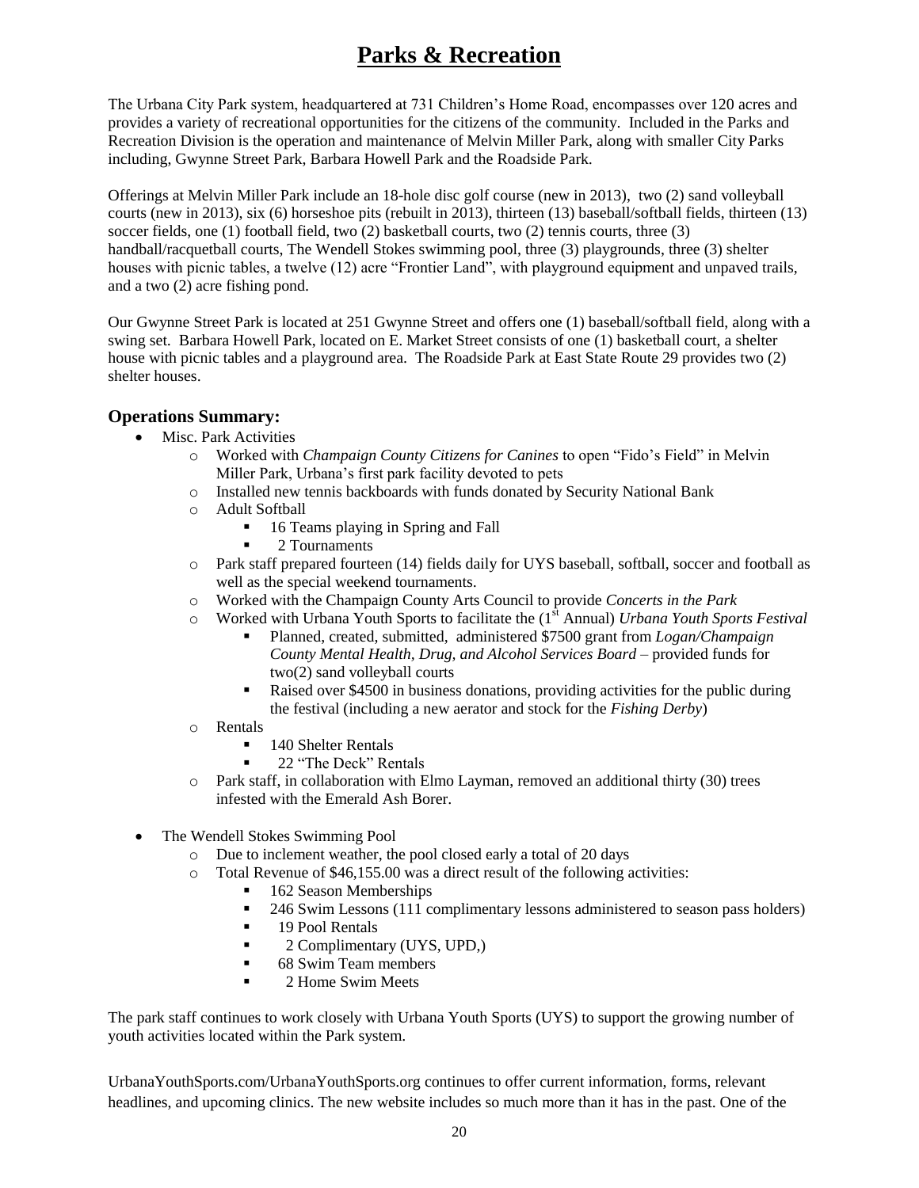# Parks & Recreation

The Urbana City Park system, headquartered at 731 Children's Home Road, encompasses over 120 acres and provides a variety of recreational opportunities for the citizens of the community. Included in the Parks and Recreation Division is the operation and maintenance of Melvin Miller Park, along with smaller City Parks including, Gwynne Street Park, Barbara Howell Park and the Roadside Park.

Offerings at Melvin Miller Park include an 18-hole disc golf course (new in 2013), two (2) sand volleyball courts (new in 2013), six (6) horseshoe pits (rebuilt in 2013), thirteen (13) baseball/softball fields, thirteen (13) soccer fields, one (1) football field, two (2) basketball courts, two (2) tennis courts, three (3) handball/racquetball courts, The Wendell Stokes swimming pool, three (3) playgrounds, three (3) shelter houses with picnic tables, a twelve (12) acre "Frontier Land", with playground equipment and unpaved trails, and a two (2) acre fishing pond.

Our Gwynne Street Park is located at 251 Gwynne Street and offers one (1) baseball/softball field, along with a swing set. Barbara Howell Park, located on E. Market Street consists of one (1) basketball court, a shelter house with picnic tables and a playground area. The Roadside Park at East State Route 29 provides two (2) shelter houses.

### Operations Summary:

- Misc. Park Activities
  - Worked with *Champaign County Citizens for Canines* to open "Fido's Field" in Melvin Miller Park, Urbana's first park facility devoted to pets
  - Installed new tennis backboards with funds donated by Security National Bank
  - Adult Softball
    - 16 Teams playing in Spring and Fall
    - 2 Tournaments
  - Park staff prepared fourteen (14) fields daily for UYS baseball, softball, soccer and football as well as the special weekend tournaments.
  - Worked with the Champaign County Arts Council to provide *Concerts in the Park*
  - Worked with Urbana Youth Sports to facilitate the (1st Annual) *Urbana Youth Sports Festival*
    - Planned, created, submitted, administered $7500 grant from *Logan/Champaign County Mental Health, Drug, and Alcohol Services Board* – provided funds for two(2) sand volleyball courts
    - Raised over $4500 in business donations, providing activities for the public during the festival (including a new aerator and stock for the *Fishing Derby*)
  - Rentals
    - 140 Shelter Rentals
    - 22 "The Deck" Rentals
  - Park staff, in collaboration with Elmo Layman, removed an additional thirty (30) trees infested with the Emerald Ash Borer.

- The Wendell Stokes Swimming Pool
  - Due to inclement weather, the pool closed early a total of 20 days
  - Total Revenue of $46,155.00 was a direct result of the following activities:
    - 162 Season Memberships
    - 246 Swim Lessons (111 complimentary lessons administered to season pass holders)
    - 19 Pool Rentals
    - 2 Complimentary (UYS, UPD,)
    - 68 Swim Team members
    - 2 Home Swim Meets

The park staff continues to work closely with Urbana Youth Sports (UYS) to support the growing number of youth activities located within the Park system.

UrbanaYouthSports.com/UrbanaYouthSports.org continues to offer current information, forms, relevant headlines, and upcoming clinics. The new website includes so much more than it has in the past. One of the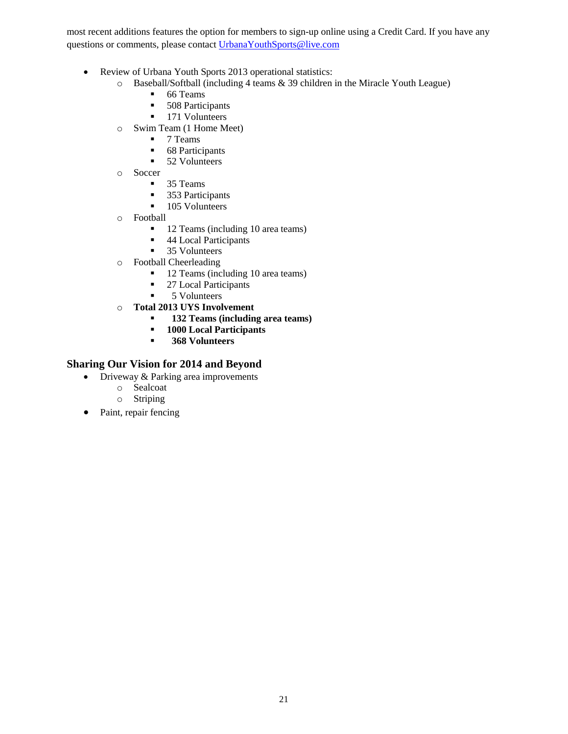most recent additions features the option for members to sign-up online using a Credit Card. If you have any questions or comments, please contact UrbanaYouthSports@live.com

- Review of Urbana Youth Sports 2013 operational statistics:
  - Baseball/Softball (including 4 teams & 39 children in the Miracle Youth League)
    - 66 Teams
    - 508 Participants
    - 171 Volunteers
  - Swim Team (1 Home Meet)
    - 7 Teams
    - 68 Participants
    - 52 Volunteers
  - Soccer
    - 35 Teams
    - 353 Participants
    - 105 Volunteers
  - Football
    - 12 Teams (including 10 area teams)
    - 44 Local Participants
    - 35 Volunteers
  - Football Cheerleading
    - 12 Teams (including 10 area teams)
    - 27 Local Participants
    - 5 Volunteers
  - **Total 2013 UYS Involvement**
    - **132 Teams (including area teams)**
    - **1000 Local Participants**
    - **368 Volunteers**

## Sharing Our Vision for 2014 and Beyond

- Driveway & Parking area improvements
  - Sealcoat
  - Striping
- Paint, repair fencing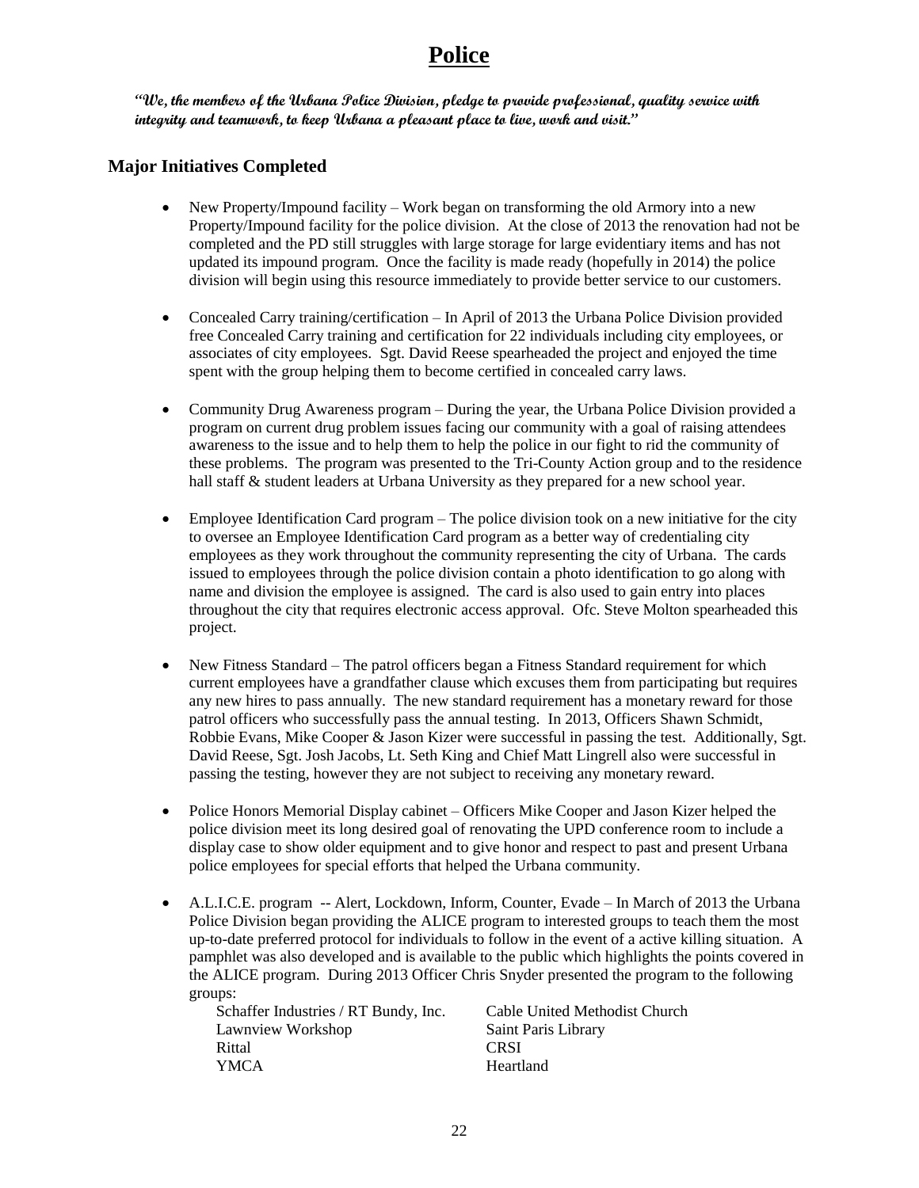# Police

***"We, the members of the Urbana Police Division, pledge to provide professional, quality service with integrity and teamwork, to keep Urbana a pleasant place to live, work and visit."***

## Major Initiatives Completed

- New Property/Impound facility – Work began on transforming the old Armory into a new Property/Impound facility for the police division. At the close of 2013 the renovation had not be completed and the PD still struggles with large storage for large evidentiary items and has not updated its impound program. Once the facility is made ready (hopefully in 2014) the police division will begin using this resource immediately to provide better service to our customers.

- Concealed Carry training/certification – In April of 2013 the Urbana Police Division provided free Concealed Carry training and certification for 22 individuals including city employees, or associates of city employees. Sgt. David Reese spearheaded the project and enjoyed the time spent with the group helping them to become certified in concealed carry laws.

- Community Drug Awareness program – During the year, the Urbana Police Division provided a program on current drug problem issues facing our community with a goal of raising attendees awareness to the issue and to help them to help the police in our fight to rid the community of these problems. The program was presented to the Tri-County Action group and to the residence hall staff & student leaders at Urbana University as they prepared for a new school year.

- Employee Identification Card program – The police division took on a new initiative for the city to oversee an Employee Identification Card program as a better way of credentialing city employees as they work throughout the community representing the city of Urbana. The cards issued to employees through the police division contain a photo identification to go along with name and division the employee is assigned. The card is also used to gain entry into places throughout the city that requires electronic access approval. Ofc. Steve Molton spearheaded this project.

- New Fitness Standard – The patrol officers began a Fitness Standard requirement for which current employees have a grandfather clause which excuses them from participating but requires any new hires to pass annually. The new standard requirement has a monetary reward for those patrol officers who successfully pass the annual testing. In 2013, Officers Shawn Schmidt, Robbie Evans, Mike Cooper & Jason Kizer were successful in passing the test. Additionally, Sgt. David Reese, Sgt. Josh Jacobs, Lt. Seth King and Chief Matt Lingrell also were successful in passing the testing, however they are not subject to receiving any monetary reward.

- Police Honors Memorial Display cabinet – Officers Mike Cooper and Jason Kizer helped the police division meet its long desired goal of renovating the UPD conference room to include a display case to show older equipment and to give honor and respect to past and present Urbana police employees for special efforts that helped the Urbana community.

- A.L.I.C.E. program -- Alert, Lockdown, Inform, Counter, Evade – In March of 2013 the Urbana Police Division began providing the ALICE program to interested groups to teach them the most up-to-date preferred protocol for individuals to follow in the event of a active killing situation. A pamphlet was also developed and is available to the public which highlights the points covered in the ALICE program. During 2013 Officer Chris Snyder presented the program to the following groups:

  Schaffer Industries / RT Bundy, Inc.
  Lawnview Workshop
  Rittal
  YMCA
  Cable United Methodist Church
  Saint Paris Library
  CRSI
  Heartland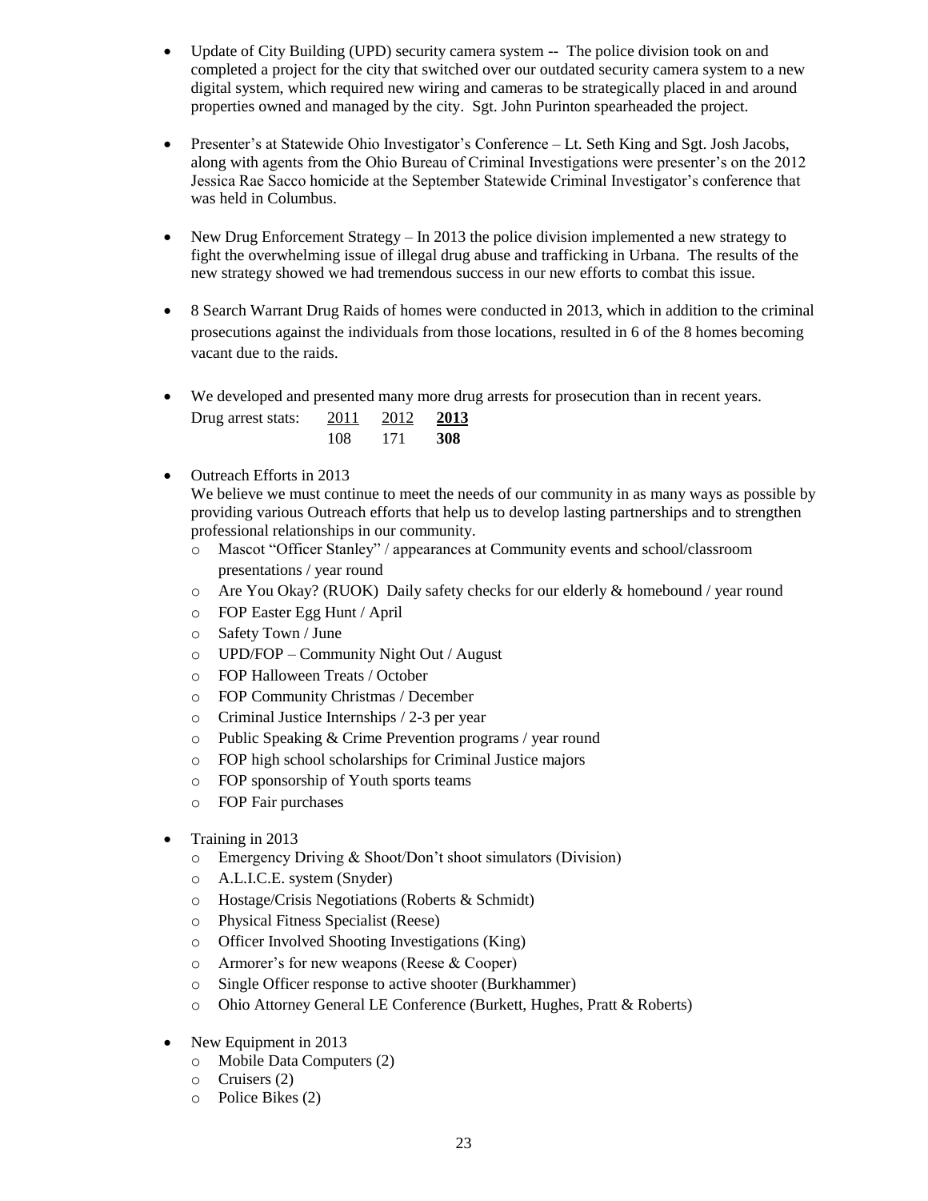- Update of City Building (UPD) security camera system -- The police division took on and completed a project for the city that switched over our outdated security camera system to a new digital system, which required new wiring and cameras to be strategically placed in and around properties owned and managed by the city. Sgt. John Purinton spearheaded the project.

- Presenter's at Statewide Ohio Investigator's Conference – Lt. Seth King and Sgt. Josh Jacobs, along with agents from the Ohio Bureau of Criminal Investigations were presenter's on the 2012 Jessica Rae Sacco homicide at the September Statewide Criminal Investigator's conference that was held in Columbus.

- New Drug Enforcement Strategy – In 2013 the police division implemented a new strategy to fight the overwhelming issue of illegal drug abuse and trafficking in Urbana. The results of the new strategy showed we had tremendous success in our new efforts to combat this issue.

- 8 Search Warrant Drug Raids of homes were conducted in 2013, which in addition to the criminal prosecutions against the individuals from those locations, resulted in 6 of the 8 homes becoming vacant due to the raids.

- We developed and presented many more drug arrests for prosecution than in recent years.

| Drug arrest stats: | 2011 | 2012 | **2013** |
|---|---|---|---|
| | 108 | 171 | **308** |

- Outreach Efforts in 2013
  We believe we must continue to meet the needs of our community in as many ways as possible by providing various Outreach efforts that help us to develop lasting partnerships and to strengthen professional relationships in our community.
  - Mascot "Officer Stanley" / appearances at Community events and school/classroom presentations / year round
  - Are You Okay? (RUOK) Daily safety checks for our elderly & homebound / year round
  - FOP Easter Egg Hunt / April
  - Safety Town / June
  - UPD/FOP – Community Night Out / August
  - FOP Halloween Treats / October
  - FOP Community Christmas / December
  - Criminal Justice Internships / 2-3 per year
  - Public Speaking & Crime Prevention programs / year round
  - FOP high school scholarships for Criminal Justice majors
  - FOP sponsorship of Youth sports teams
  - FOP Fair purchases

- Training in 2013
  - Emergency Driving & Shoot/Don't shoot simulators (Division)
  - A.L.I.C.E. system (Snyder)
  - Hostage/Crisis Negotiations (Roberts & Schmidt)
  - Physical Fitness Specialist (Reese)
  - Officer Involved Shooting Investigations (King)
  - Armorer's for new weapons (Reese & Cooper)
  - Single Officer response to active shooter (Burkhammer)
  - Ohio Attorney General LE Conference (Burkett, Hughes, Pratt & Roberts)

- New Equipment in 2013
  - Mobile Data Computers (2)
  - Cruisers (2)
  - Police Bikes (2)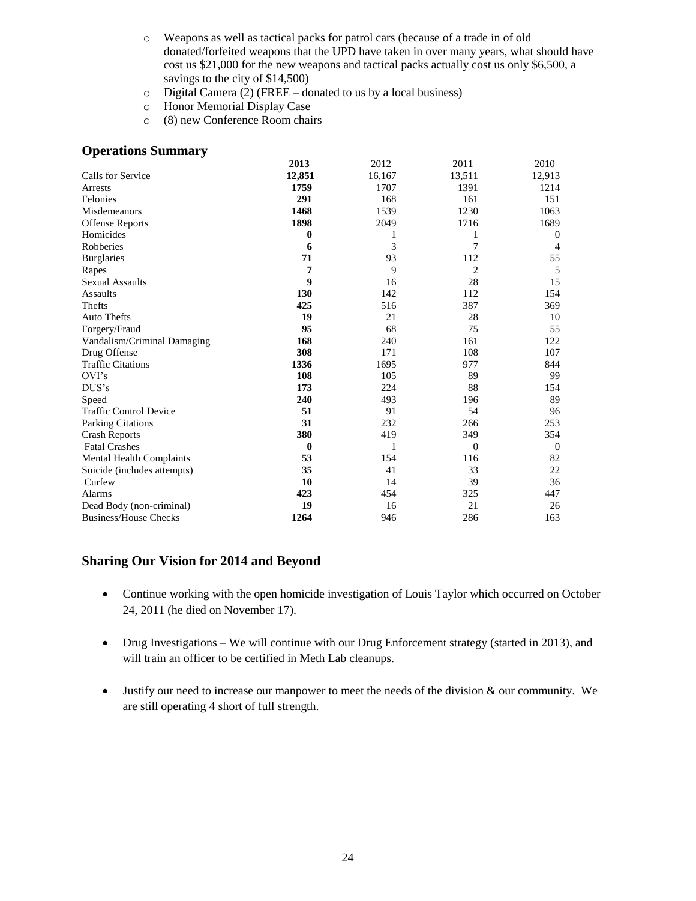- Weapons as well as tactical packs for patrol cars (because of a trade in of old donated/forfeited weapons that the UPD have taken in over many years, what should have cost us $21,000 for the new weapons and tactical packs actually cost us only $6,500, a savings to the city of $14,500)
- Digital Camera (2) (FREE – donated to us by a local business)
- Honor Memorial Display Case
- (8) new Conference Room chairs

## Operations Summary

| | 2013 | 2012 | 2011 | 2010 |
|---|---|---|---|---|
| Calls for Service | **12,851** | 16,167 | 13,511 | 12,913 |
| Arrests | **1759** | 1707 | 1391 | 1214 |
| Felonies | **291** | 168 | 161 | 151 |
| Misdemeanors | **1468** | 1539 | 1230 | 1063 |
| Offense Reports | **1898** | 2049 | 1716 | 1689 |
| Homicides | **0** | 1 | 1 | 0 |
| Robberies | **6** | 3 | 7 | 4 |
| Burglaries | **71** | 93 | 112 | 55 |
| Rapes | **7** | 9 | 2 | 5 |
| Sexual Assaults | **9** | 16 | 28 | 15 |
| Assaults | **130** | 142 | 112 | 154 |
| Thefts | **425** | 516 | 387 | 369 |
| Auto Thefts | **19** | 21 | 28 | 10 |
| Forgery/Fraud | **95** | 68 | 75 | 55 |
| Vandalism/Criminal Damaging | **168** | 240 | 161 | 122 |
| Drug Offense | **308** | 171 | 108 | 107 |
| Traffic Citations | **1336** | 1695 | 977 | 844 |
| OVI's | **108** | 105 | 89 | 99 |
| DUS's | **173** | 224 | 88 | 154 |
| Speed | **240** | 493 | 196 | 89 |
| Traffic Control Device | **51** | 91 | 54 | 96 |
| Parking Citations | **31** | 232 | 266 | 253 |
| Crash Reports | **380** | 419 | 349 | 354 |
| Fatal Crashes | **0** | 1 | 0 | 0 |
| Mental Health Complaints | **53** | 154 | 116 | 82 |
| Suicide (includes attempts) | **35** | 41 | 33 | 22 |
| Curfew | **10** | 14 | 39 | 36 |
| Alarms | **423** | 454 | 325 | 447 |
| Dead Body (non-criminal) | **19** | 16 | 21 | 26 |
| Business/House Checks | **1264** | 946 | 286 | 163 |

## Sharing Our Vision for 2014 and Beyond

- Continue working with the open homicide investigation of Louis Taylor which occurred on October 24, 2011 (he died on November 17).
- Drug Investigations – We will continue with our Drug Enforcement strategy (started in 2013), and will train an officer to be certified in Meth Lab cleanups.
- Justify our need to increase our manpower to meet the needs of the division & our community. We are still operating 4 short of full strength.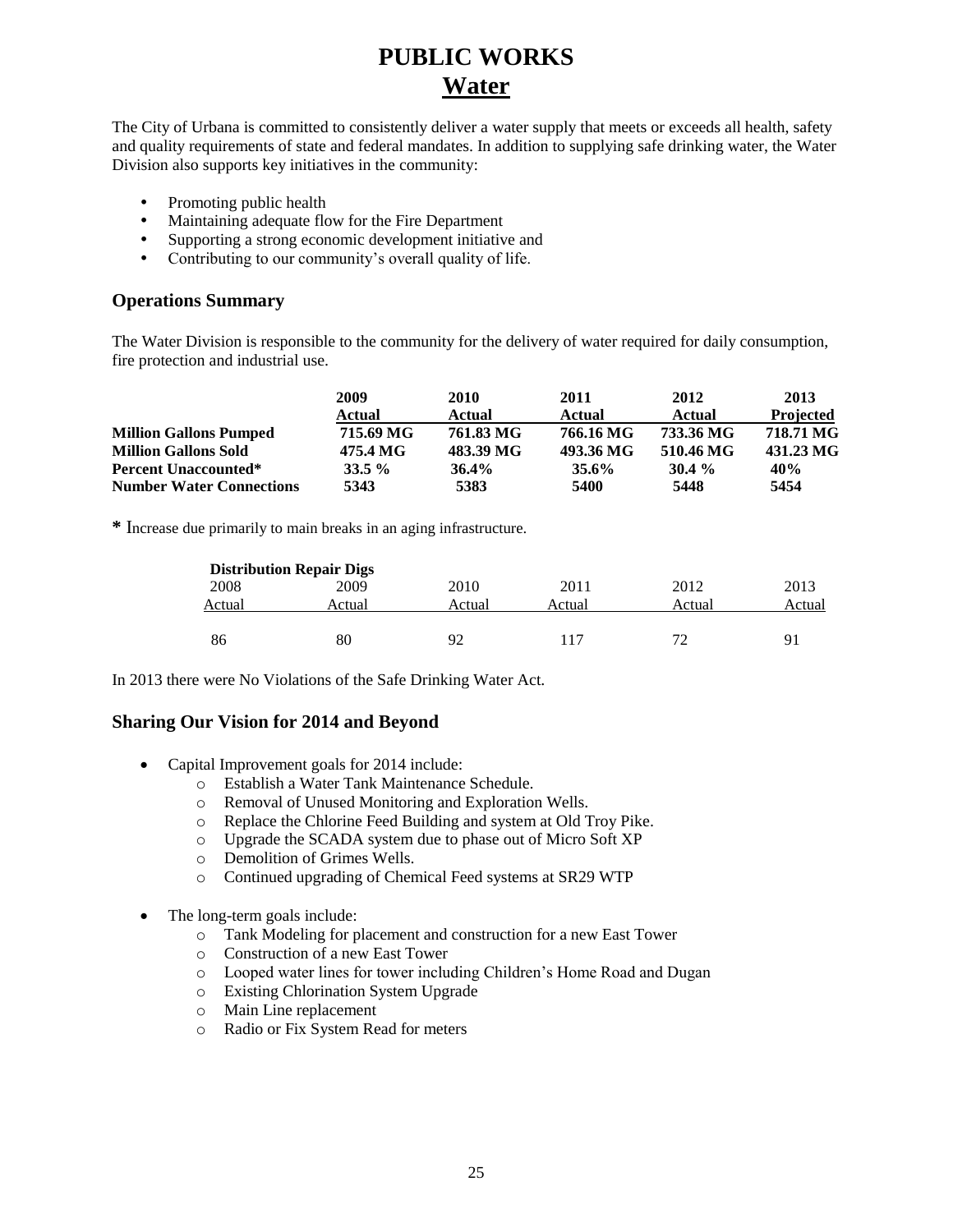# PUBLIC WORKS

## Water

The City of Urbana is committed to consistently deliver a water supply that meets or exceeds all health, safety and quality requirements of state and federal mandates. In addition to supplying safe drinking water, the Water Division also supports key initiatives in the community:

- Promoting public health
- Maintaining adequate flow for the Fire Department
- Supporting a strong economic development initiative and
- Contributing to our community's overall quality of life.

### Operations Summary

The Water Division is responsible to the community for the delivery of water required for daily consumption, fire protection and industrial use.

| | 2009 Actual | 2010 Actual | 2011 Actual | 2012 Actual | 2013 Projected |
|---|---|---|---|---|---|
| **Million Gallons Pumped** | **715.69 MG** | **761.83 MG** | **766.16 MG** | **733.36 MG** | **718.71 MG** |
| **Million Gallons Sold** | **475.4 MG** | **483.39 MG** | **493.36 MG** | **510.46 MG** | **431.23 MG** |
| **Percent Unaccounted*** | **33.5 %** | **36.4%** | **35.6%** | **30.4 %** | **40%** |
| **Number Water Connections** | **5343** | **5383** | **5400** | **5448** | **5454** |

**\*** Increase due primarily to main breaks in an aging infrastructure.

**Distribution Repair Digs**

| 2008 Actual | 2009 Actual | 2010 Actual | 2011 Actual | 2012 Actual | 2013 Actual |
|---|---|---|---|---|---|
| 86 | 80 | 92 | 117 | 72 | 91 |

In 2013 there were No Violations of the Safe Drinking Water Act.

### Sharing Our Vision for 2014 and Beyond

- Capital Improvement goals for 2014 include:
  - Establish a Water Tank Maintenance Schedule.
  - Removal of Unused Monitoring and Exploration Wells.
  - Replace the Chlorine Feed Building and system at Old Troy Pike.
  - Upgrade the SCADA system due to phase out of Micro Soft XP
  - Demolition of Grimes Wells.
  - Continued upgrading of Chemical Feed systems at SR29 WTP

- The long-term goals include:
  - Tank Modeling for placement and construction for a new East Tower
  - Construction of a new East Tower
  - Looped water lines for tower including Children's Home Road and Dugan
  - Existing Chlorination System Upgrade
  - Main Line replacement
  - Radio or Fix System Read for meters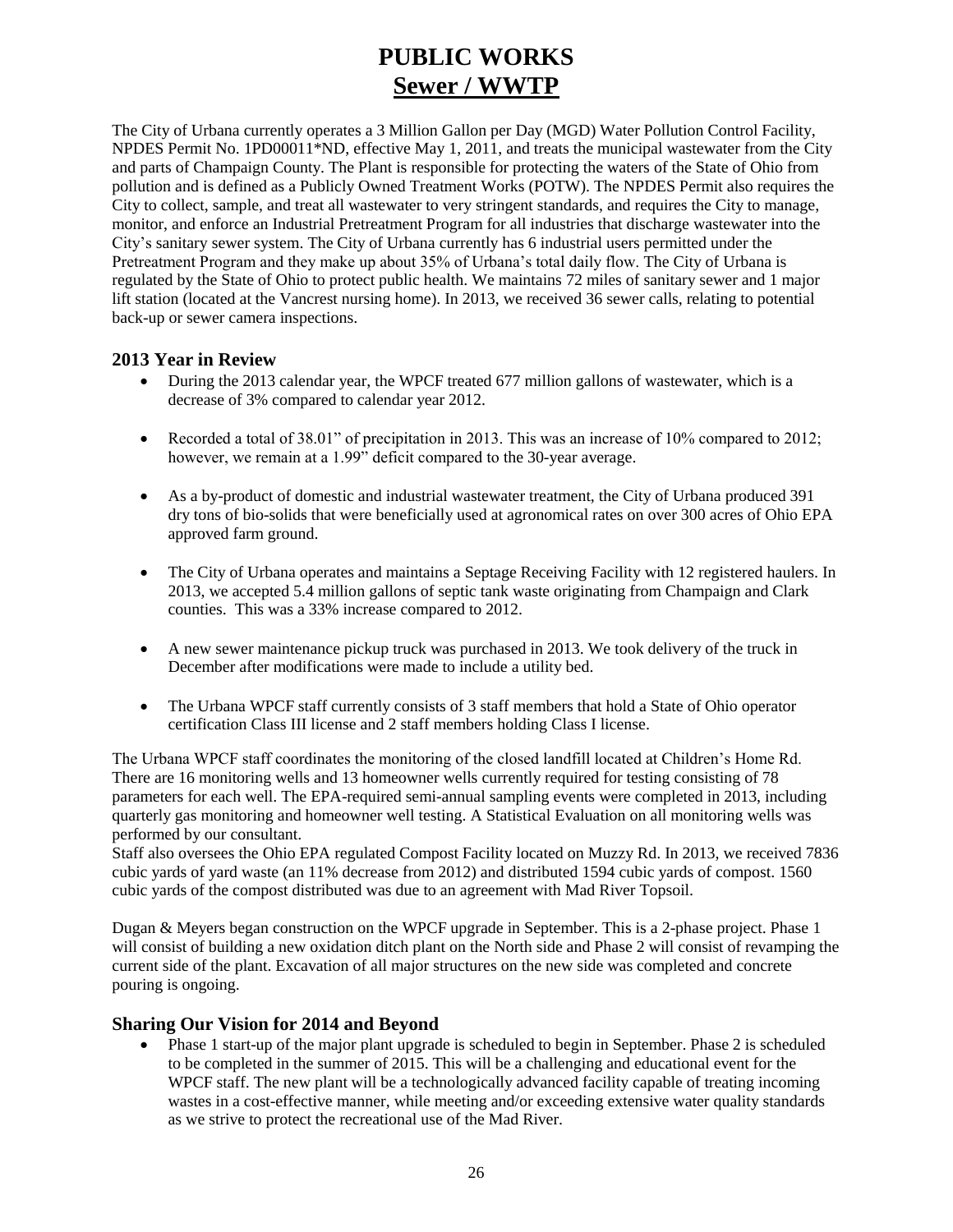# PUBLIC WORKS

## Sewer / WWTP

The City of Urbana currently operates a 3 Million Gallon per Day (MGD) Water Pollution Control Facility, NPDES Permit No. 1PD00011*ND, effective May 1, 2011, and treats the municipal wastewater from the City and parts of Champaign County. The Plant is responsible for protecting the waters of the State of Ohio from pollution and is defined as a Publicly Owned Treatment Works (POTW). The NPDES Permit also requires the City to collect, sample, and treat all wastewater to very stringent standards, and requires the City to manage, monitor, and enforce an Industrial Pretreatment Program for all industries that discharge wastewater into the City's sanitary sewer system. The City of Urbana currently has 6 industrial users permitted under the Pretreatment Program and they make up about 35% of Urbana's total daily flow. The City of Urbana is regulated by the State of Ohio to protect public health. We maintains 72 miles of sanitary sewer and 1 major lift station (located at the Vancrest nursing home). In 2013, we received 36 sewer calls, relating to potential back-up or sewer camera inspections.

### 2013 Year in Review

- During the 2013 calendar year, the WPCF treated 677 million gallons of wastewater, which is a decrease of 3% compared to calendar year 2012.
- Recorded a total of 38.01" of precipitation in 2013. This was an increase of 10% compared to 2012; however, we remain at a 1.99" deficit compared to the 30-year average.
- As a by-product of domestic and industrial wastewater treatment, the City of Urbana produced 391 dry tons of bio-solids that were beneficially used at agronomical rates on over 300 acres of Ohio EPA approved farm ground.
- The City of Urbana operates and maintains a Septage Receiving Facility with 12 registered haulers. In 2013, we accepted 5.4 million gallons of septic tank waste originating from Champaign and Clark counties. This was a 33% increase compared to 2012.
- A new sewer maintenance pickup truck was purchased in 2013. We took delivery of the truck in December after modifications were made to include a utility bed.
- The Urbana WPCF staff currently consists of 3 staff members that hold a State of Ohio operator certification Class III license and 2 staff members holding Class I license.

The Urbana WPCF staff coordinates the monitoring of the closed landfill located at Children's Home Rd. There are 16 monitoring wells and 13 homeowner wells currently required for testing consisting of 78 parameters for each well. The EPA-required semi-annual sampling events were completed in 2013, including quarterly gas monitoring and homeowner well testing. A Statistical Evaluation on all monitoring wells was performed by our consultant.

Staff also oversees the Ohio EPA regulated Compost Facility located on Muzzy Rd. In 2013, we received 7836 cubic yards of yard waste (an 11% decrease from 2012) and distributed 1594 cubic yards of compost. 1560 cubic yards of the compost distributed was due to an agreement with Mad River Topsoil.

Dugan & Meyers began construction on the WPCF upgrade in September. This is a 2-phase project. Phase 1 will consist of building a new oxidation ditch plant on the North side and Phase 2 will consist of revamping the current side of the plant. Excavation of all major structures on the new side was completed and concrete pouring is ongoing.

### Sharing Our Vision for 2014 and Beyond

- Phase 1 start-up of the major plant upgrade is scheduled to begin in September. Phase 2 is scheduled to be completed in the summer of 2015. This will be a challenging and educational event for the WPCF staff. The new plant will be a technologically advanced facility capable of treating incoming wastes in a cost-effective manner, while meeting and/or exceeding extensive water quality standards as we strive to protect the recreational use of the Mad River.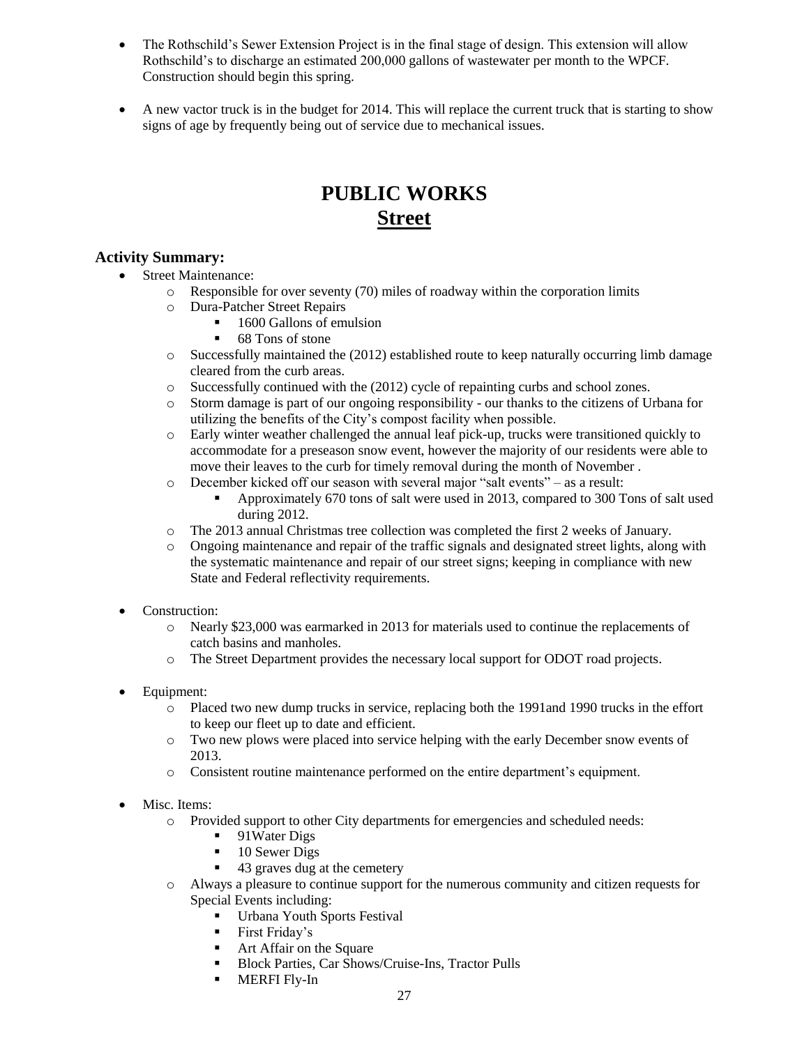- The Rothschild's Sewer Extension Project is in the final stage of design. This extension will allow Rothschild's to discharge an estimated 200,000 gallons of wastewater per month to the WPCF. Construction should begin this spring.

- A new vactor truck is in the budget for 2014. This will replace the current truck that is starting to show signs of age by frequently being out of service due to mechanical issues.

# PUBLIC WORKS
## Street

### Activity Summary:

- Street Maintenance:
  - Responsible for over seventy (70) miles of roadway within the corporation limits
  - Dura-Patcher Street Repairs
    - 1600 Gallons of emulsion
    - 68 Tons of stone
  - Successfully maintained the (2012) established route to keep naturally occurring limb damage cleared from the curb areas.
  - Successfully continued with the (2012) cycle of repainting curbs and school zones.
  - Storm damage is part of our ongoing responsibility - our thanks to the citizens of Urbana for utilizing the benefits of the City's compost facility when possible.
  - Early winter weather challenged the annual leaf pick-up, trucks were transitioned quickly to accommodate for a preseason snow event, however the majority of our residents were able to move their leaves to the curb for timely removal during the month of November .
  - December kicked off our season with several major "salt events" – as a result:
    - Approximately 670 tons of salt were used in 2013, compared to 300 Tons of salt used during 2012.
  - The 2013 annual Christmas tree collection was completed the first 2 weeks of January.
  - Ongoing maintenance and repair of the traffic signals and designated street lights, along with the systematic maintenance and repair of our street signs; keeping in compliance with new State and Federal reflectivity requirements.

- Construction:
  - Nearly $23,000 was earmarked in 2013 for materials used to continue the replacements of catch basins and manholes.
  - The Street Department provides the necessary local support for ODOT road projects.

- Equipment:
  - Placed two new dump trucks in service, replacing both the 1991and 1990 trucks in the effort to keep our fleet up to date and efficient.
  - Two new plows were placed into service helping with the early December snow events of 2013.
  - Consistent routine maintenance performed on the entire department's equipment.

- Misc. Items:
  - Provided support to other City departments for emergencies and scheduled needs:
    - 91Water Digs
    - 10 Sewer Digs
    - 43 graves dug at the cemetery
  - Always a pleasure to continue support for the numerous community and citizen requests for Special Events including:
    - Urbana Youth Sports Festival
    - First Friday's
    - Art Affair on the Square
    - Block Parties, Car Shows/Cruise-Ins, Tractor Pulls
    - MERFI Fly-In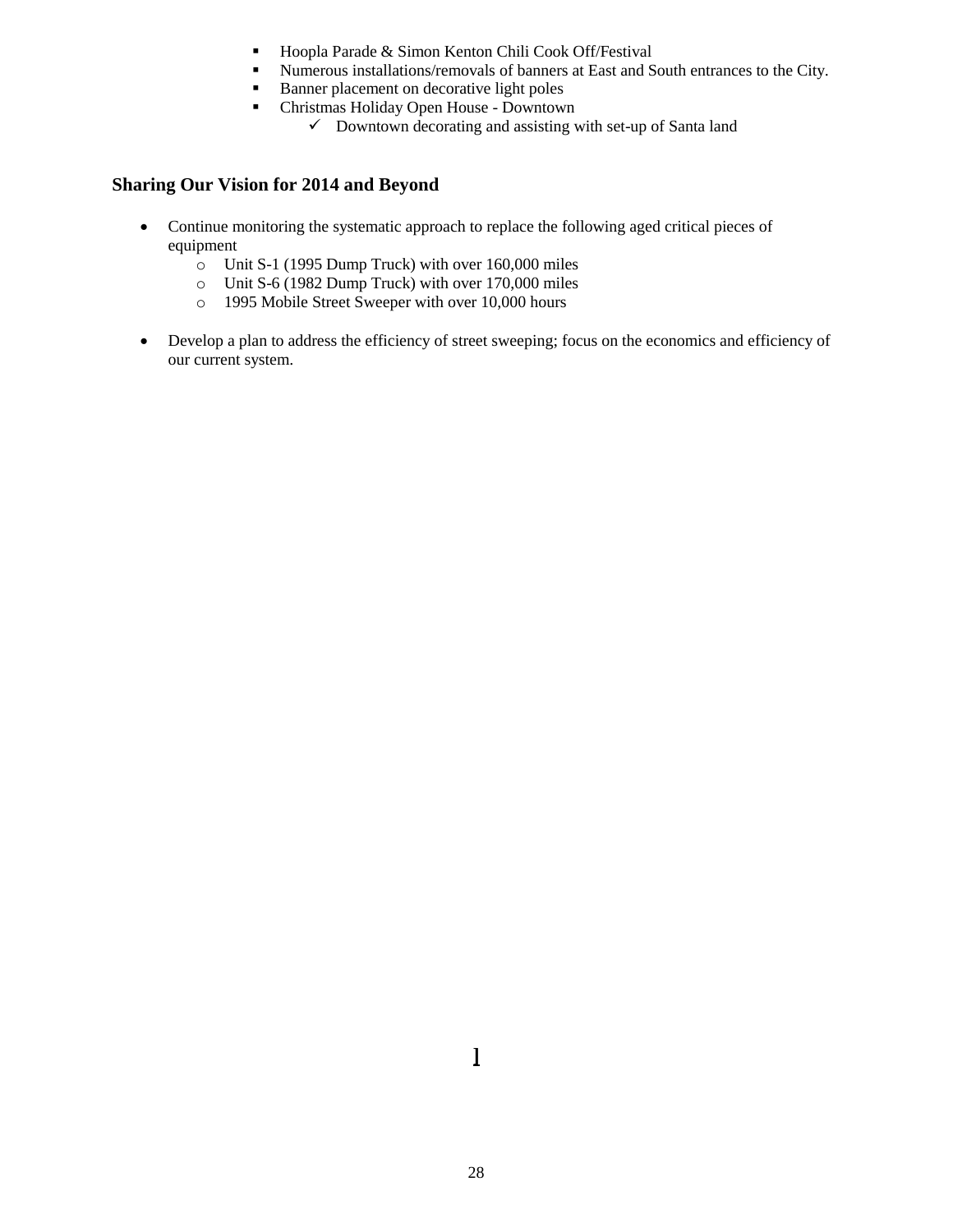- Hoopla Parade & Simon Kenton Chili Cook Off/Festival
  - Numerous installations/removals of banners at East and South entrances to the City.
  - Banner placement on decorative light poles
  - Christmas Holiday Open House - Downtown
    - ✓ Downtown decorating and assisting with set-up of Santa land

### Sharing Our Vision for 2014 and Beyond

- Continue monitoring the systematic approach to replace the following aged critical pieces of equipment
  - Unit S-1 (1995 Dump Truck) with over 160,000 miles
  - Unit S-6 (1982 Dump Truck) with over 170,000 miles
  - 1995 Mobile Street Sweeper with over 10,000 hours

- Develop a plan to address the efficiency of street sweeping; focus on the economics and efficiency of our current system.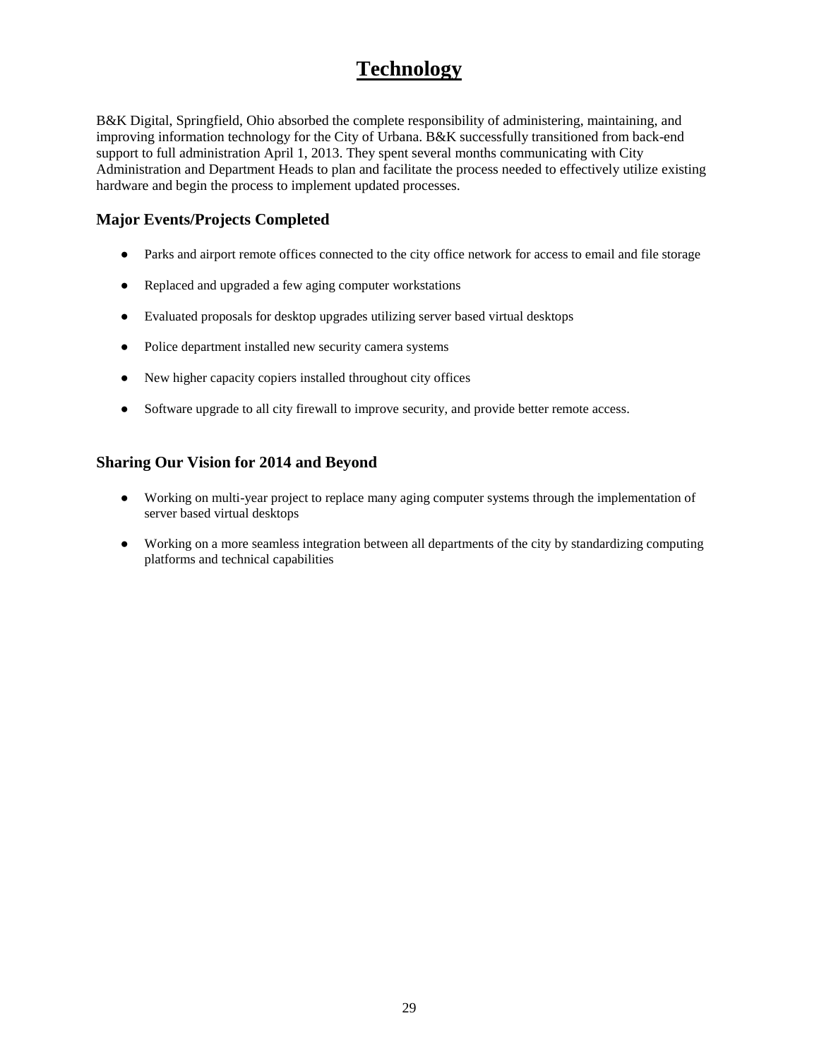# Technology

B&K Digital, Springfield, Ohio absorbed the complete responsibility of administering, maintaining, and improving information technology for the City of Urbana. B&K successfully transitioned from back-end support to full administration April 1, 2013. They spent several months communicating with City Administration and Department Heads to plan and facilitate the process needed to effectively utilize existing hardware and begin the process to implement updated processes.

## Major Events/Projects Completed

- Parks and airport remote offices connected to the city office network for access to email and file storage
- Replaced and upgraded a few aging computer workstations
- Evaluated proposals for desktop upgrades utilizing server based virtual desktops
- Police department installed new security camera systems
- New higher capacity copiers installed throughout city offices
- Software upgrade to all city firewall to improve security, and provide better remote access.

## Sharing Our Vision for 2014 and Beyond

- Working on multi-year project to replace many aging computer systems through the implementation of server based virtual desktops
- Working on a more seamless integration between all departments of the city by standardizing computing platforms and technical capabilities